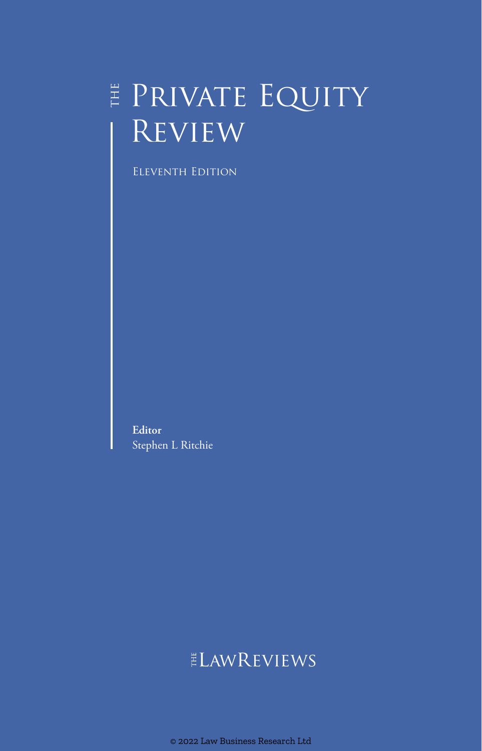# The Private Equity Review

Eleventh Edition

**Editor**
Stephen L Ritchie

The LawReviews

© 2022 Law Business Research Ltd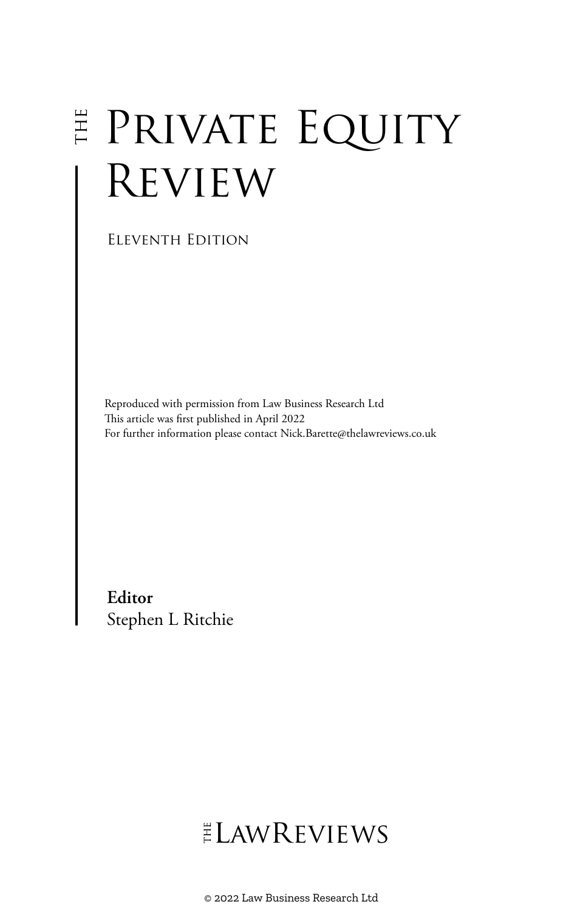# The Private Equity Review

Eleventh Edition

Reproduced with permission from Law Business Research Ltd
This article was first published in April 2022
For further information please contact Nick.Barette@thelawreviews.co.uk

**Editor**
Stephen L Ritchie

The Law Reviews

© 2022 Law Business Research Ltd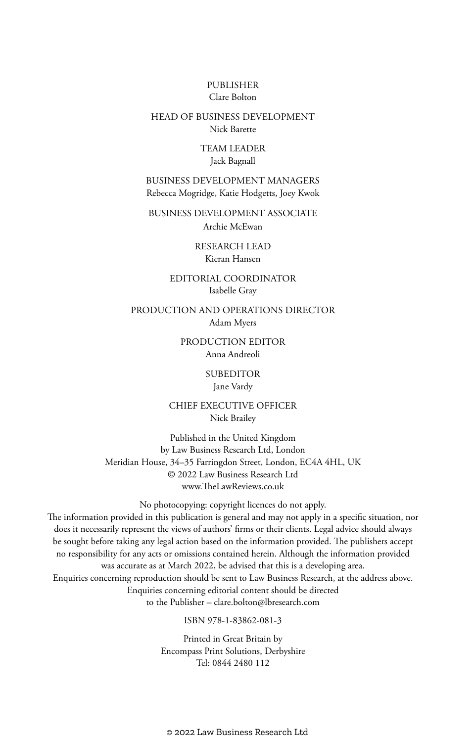PUBLISHER
Clare Bolton

HEAD OF BUSINESS DEVELOPMENT
Nick Barette

TEAM LEADER
Jack Bagnall

BUSINESS DEVELOPMENT MANAGERS
Rebecca Mogridge, Katie Hodgetts, Joey Kwok

BUSINESS DEVELOPMENT ASSOCIATE
Archie McEwan

RESEARCH LEAD
Kieran Hansen

EDITORIAL COORDINATOR
Isabelle Gray

PRODUCTION AND OPERATIONS DIRECTOR
Adam Myers

PRODUCTION EDITOR
Anna Andreoli

SUBEDITOR
Jane Vardy

CHIEF EXECUTIVE OFFICER
Nick Brailey

Published in the United Kingdom
by Law Business Research Ltd, London
Meridian House, 34–35 Farringdon Street, London, EC4A 4HL, UK
© 2022 Law Business Research Ltd
www.TheLawReviews.co.uk

No photocopying: copyright licences do not apply.
The information provided in this publication is general and may not apply in a specific situation, nor does it necessarily represent the views of authors' firms or their clients. Legal advice should always be sought before taking any legal action based on the information provided. The publishers accept no responsibility for any acts or omissions contained herein. Although the information provided was accurate as at March 2022, be advised that this is a developing area.
Enquiries concerning reproduction should be sent to Law Business Research, at the address above.
Enquiries concerning editorial content should be directed to the Publisher – clare.bolton@lbresearch.com

ISBN 978-1-83862-081-3

Printed in Great Britain by
Encompass Print Solutions, Derbyshire
Tel: 0844 2480 112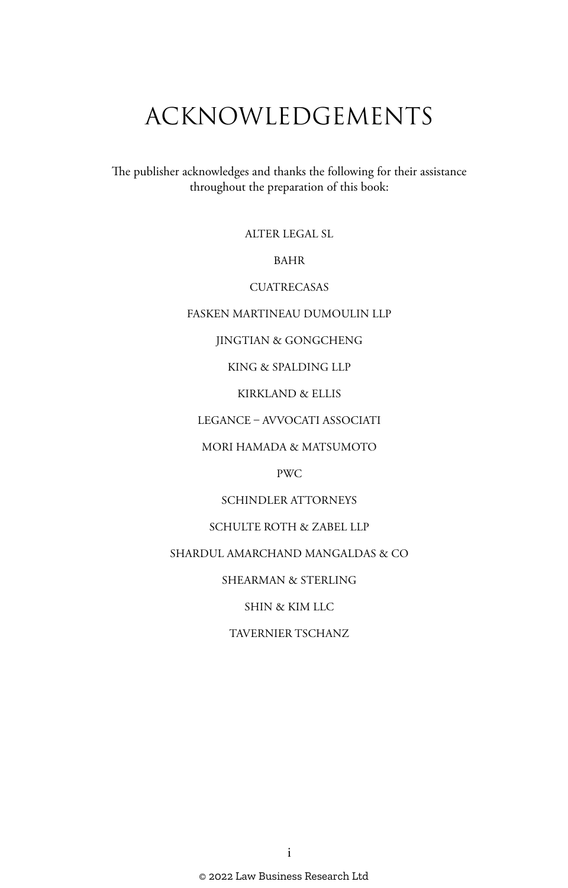# ACKNOWLEDGEMENTS

The publisher acknowledges and thanks the following for their assistance throughout the preparation of this book:

ALTER LEGAL SL

BAHR

CUATRECASAS

FASKEN MARTINEAU DUMOULIN LLP

JINGTIAN & GONGCHENG

KING & SPALDING LLP

KIRKLAND & ELLIS

LEGANCE – AVVOCATI ASSOCIATI

MORI HAMADA & MATSUMOTO

PWC

SCHINDLER ATTORNEYS

SCHULTE ROTH & ZABEL LLP

SHARDUL AMARCHAND MANGALDAS & CO

SHEARMAN & STERLING

SHIN & KIM LLC

TAVERNIER TSCHANZ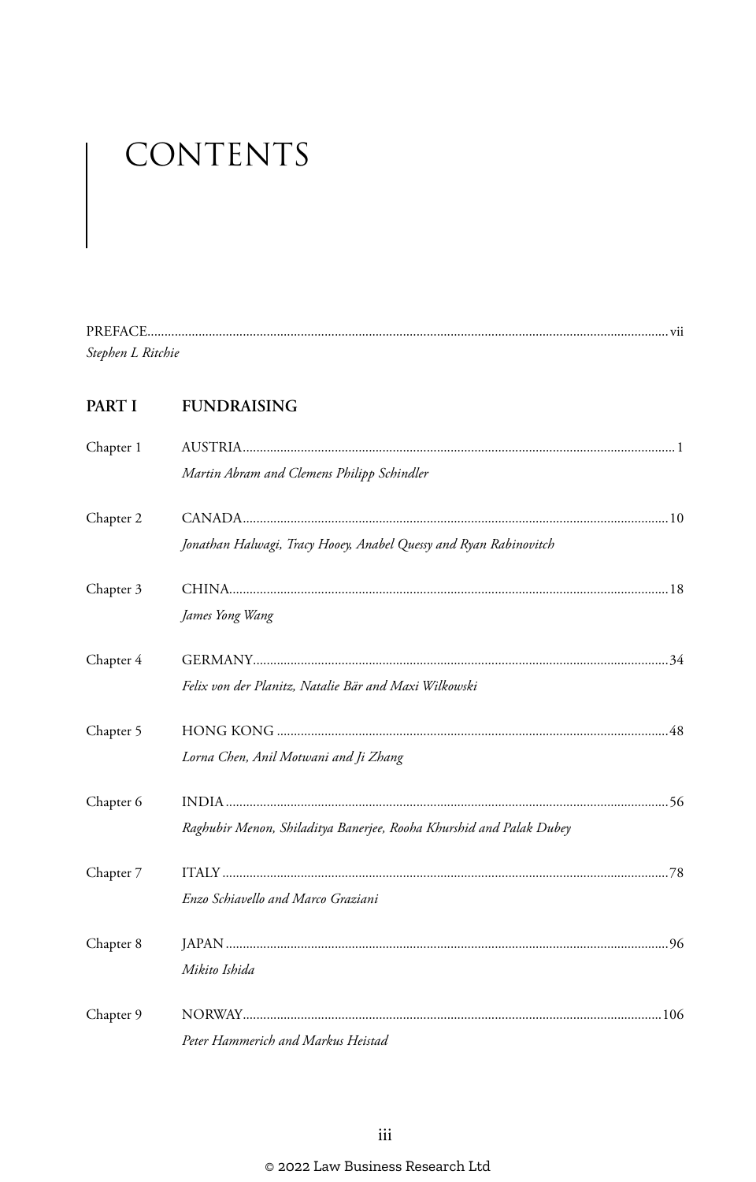# CONTENTS

PREFACE ..... vii
*Stephen L Ritchie*

## PART I FUNDRAISING

Chapter 1 AUSTRIA ..... 1
*Martin Abram and Clemens Philipp Schindler*

Chapter 2 CANADA ..... 10
*Jonathan Halwagi, Tracy Hooey, Anabel Quessy and Ryan Rabinovitch*

Chapter 3 CHINA ..... 18
*James Yong Wang*

Chapter 4 GERMANY ..... 34
*Felix von der Planitz, Natalie Bär and Maxi Wilkowski*

Chapter 5 HONG KONG ..... 48
*Lorna Chen, Anil Motwani and Ji Zhang*

Chapter 6 INDIA ..... 56
*Raghubir Menon, Shiladitya Banerjee, Rooha Khurshid and Palak Dubey*

Chapter 7 ITALY ..... 78
*Enzo Schiavello and Marco Graziani*

Chapter 8 JAPAN ..... 96
*Mikito Ishida*

Chapter 9 NORWAY ..... 106
*Peter Hammerich and Markus Heistad*

© 2022 Law Business Research Ltd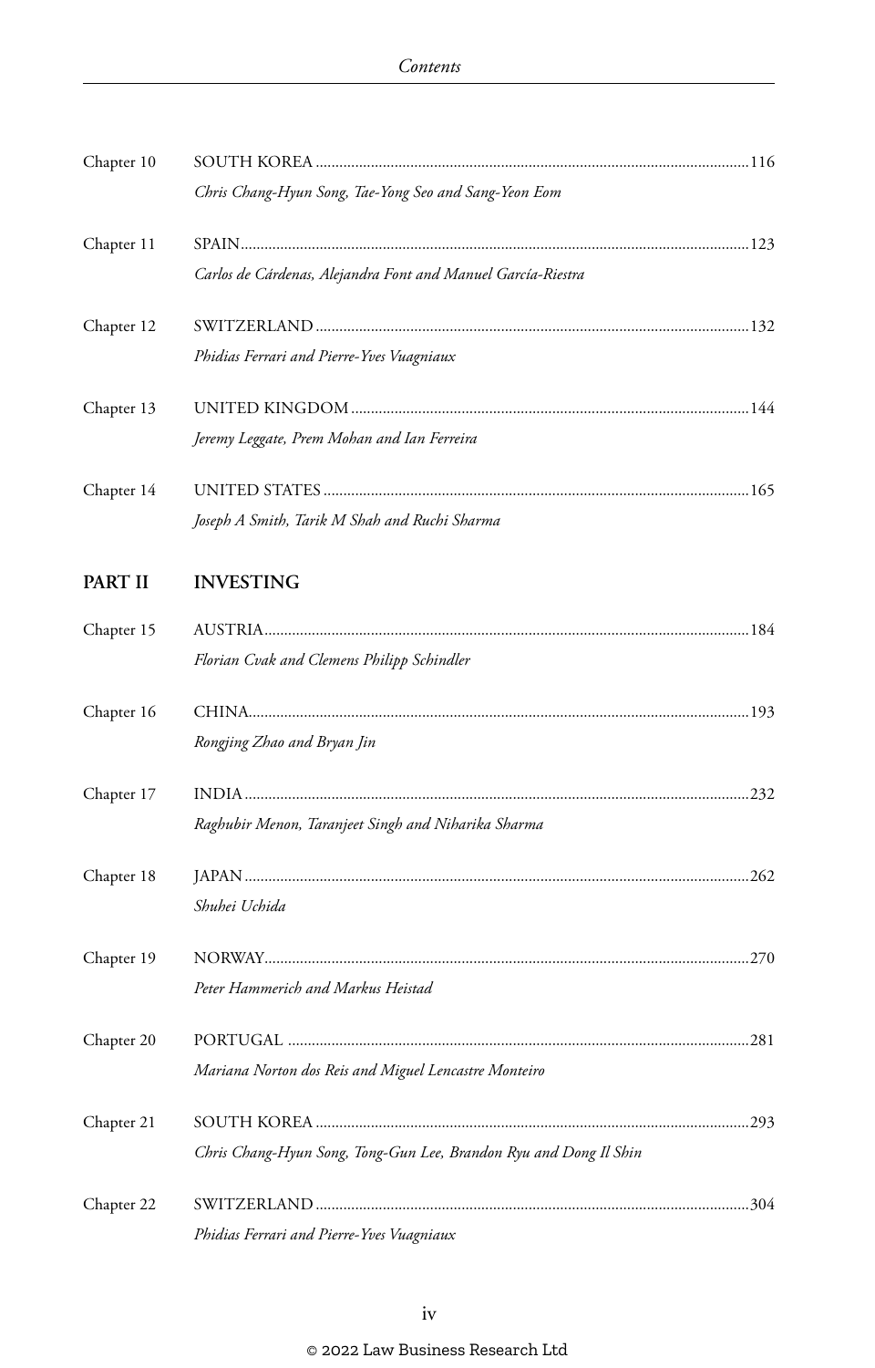Chapter 10 SOUTH KOREA ....... 116

*Chris Chang-Hyun Song, Tae-Yong Seo and Sang-Yeon Eom*

Chapter 11 SPAIN ....... 123

*Carlos de Cárdenas, Alejandra Font and Manuel García-Riestra*

Chapter 12 SWITZERLAND ....... 132

*Phidias Ferrari and Pierre-Yves Vuagniaux*

Chapter 13 UNITED KINGDOM ....... 144

*Jeremy Leggate, Prem Mohan and Ian Ferreira*

Chapter 14 UNITED STATES ....... 165

*Joseph A Smith, Tarik M Shah and Ruchi Sharma*

## PART II INVESTING

Chapter 15 AUSTRIA ....... 184

*Florian Cvak and Clemens Philipp Schindler*

Chapter 16 CHINA ....... 193

*Rongjing Zhao and Bryan Jin*

Chapter 17 INDIA ....... 232

*Raghubir Menon, Taranjeet Singh and Niharika Sharma*

Chapter 18 JAPAN ....... 262

*Shuhei Uchida*

Chapter 19 NORWAY ....... 270

*Peter Hammerich and Markus Heistad*

Chapter 20 PORTUGAL ....... 281

*Mariana Norton dos Reis and Miguel Lencastre Monteiro*

Chapter 21 SOUTH KOREA ....... 293

*Chris Chang-Hyun Song, Tong-Gun Lee, Brandon Ryu and Dong Il Shin*

Chapter 22 SWITZERLAND ....... 304

*Phidias Ferrari and Pierre-Yves Vuagniaux*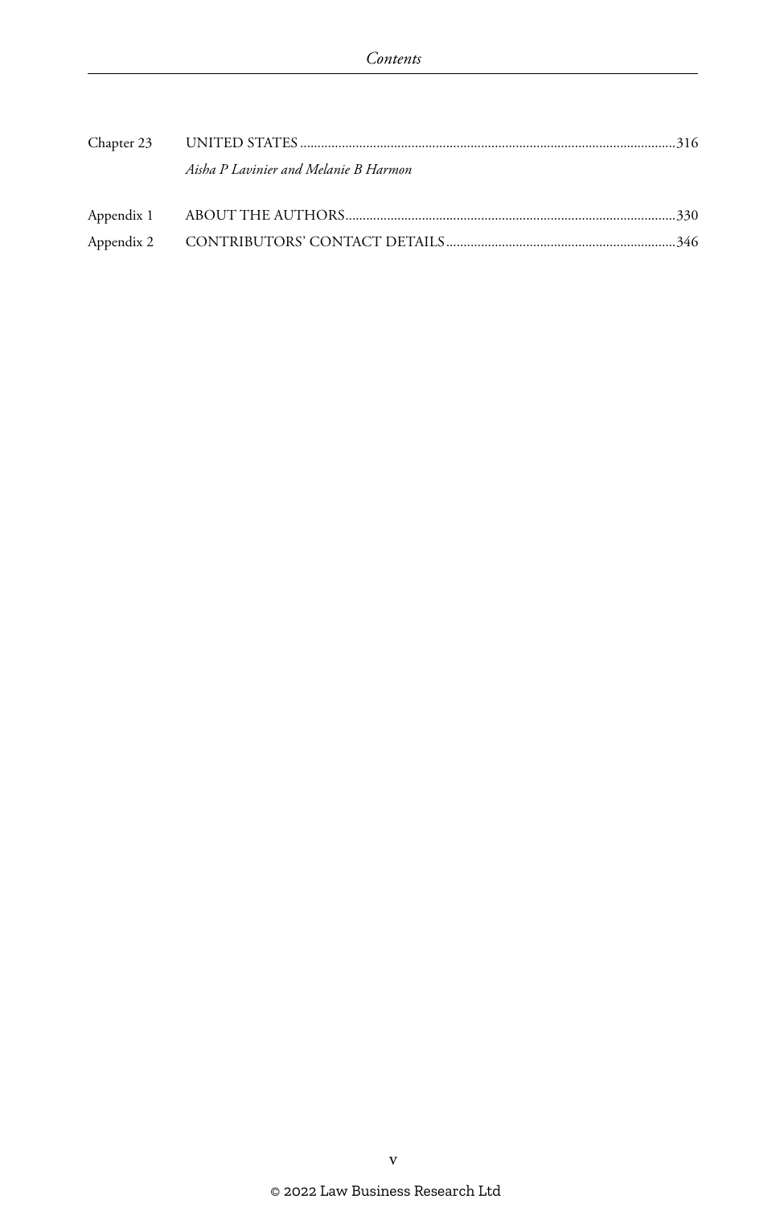| | | |
|---|---|---|
| Chapter 23 | UNITED STATES | 316 |
| | *Aisha P Lavinier and Melanie B Harmon* | |
| Appendix 1 | ABOUT THE AUTHORS | 330 |
| Appendix 2 | CONTRIBUTORS' CONTACT DETAILS | 346 |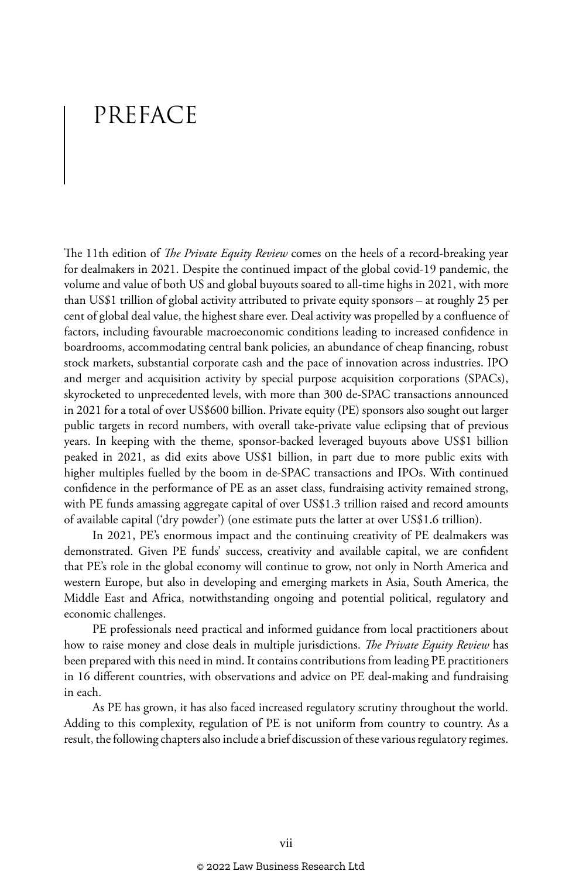# PREFACE

The 11th edition of *The Private Equity Review* comes on the heels of a record-breaking year for dealmakers in 2021. Despite the continued impact of the global covid-19 pandemic, the volume and value of both US and global buyouts soared to all-time highs in 2021, with more than US$1 trillion of global activity attributed to private equity sponsors – at roughly 25 per cent of global deal value, the highest share ever. Deal activity was propelled by a confluence of factors, including favourable macroeconomic conditions leading to increased confidence in boardrooms, accommodating central bank policies, an abundance of cheap financing, robust stock markets, substantial corporate cash and the pace of innovation across industries. IPO and merger and acquisition activity by special purpose acquisition corporations (SPACs), skyrocketed to unprecedented levels, with more than 300 de-SPAC transactions announced in 2021 for a total of over US$600 billion. Private equity (PE) sponsors also sought out larger public targets in record numbers, with overall take-private value eclipsing that of previous years. In keeping with the theme, sponsor-backed leveraged buyouts above US$1 billion peaked in 2021, as did exits above US$1 billion, in part due to more public exits with higher multiples fuelled by the boom in de-SPAC transactions and IPOs. With continued confidence in the performance of PE as an asset class, fundraising activity remained strong, with PE funds amassing aggregate capital of over US$1.3 trillion raised and record amounts of available capital ('dry powder') (one estimate puts the latter at over US$1.6 trillion).

In 2021, PE's enormous impact and the continuing creativity of PE dealmakers was demonstrated. Given PE funds' success, creativity and available capital, we are confident that PE's role in the global economy will continue to grow, not only in North America and western Europe, but also in developing and emerging markets in Asia, South America, the Middle East and Africa, notwithstanding ongoing and potential political, regulatory and economic challenges.

PE professionals need practical and informed guidance from local practitioners about how to raise money and close deals in multiple jurisdictions. *The Private Equity Review* has been prepared with this need in mind. It contains contributions from leading PE practitioners in 16 different countries, with observations and advice on PE deal-making and fundraising in each.

As PE has grown, it has also faced increased regulatory scrutiny throughout the world. Adding to this complexity, regulation of PE is not uniform from country to country. As a result, the following chapters also include a brief discussion of these various regulatory regimes.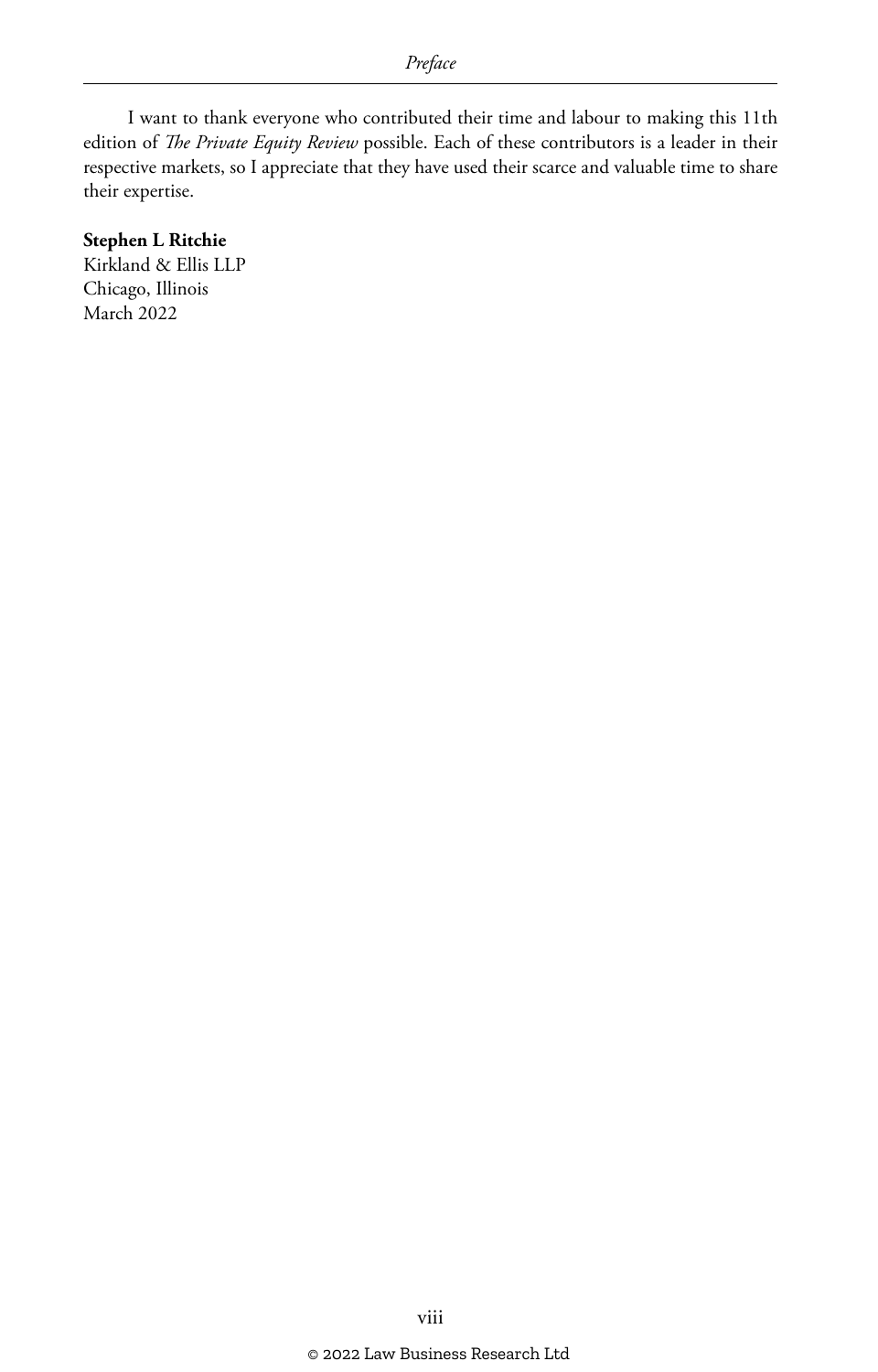I want to thank everyone who contributed their time and labour to making this 11th edition of *The Private Equity Review* possible. Each of these contributors is a leader in their respective markets, so I appreciate that they have used their scarce and valuable time to share their expertise.

**Stephen L Ritchie**
Kirkland & Ellis LLP
Chicago, Illinois
March 2022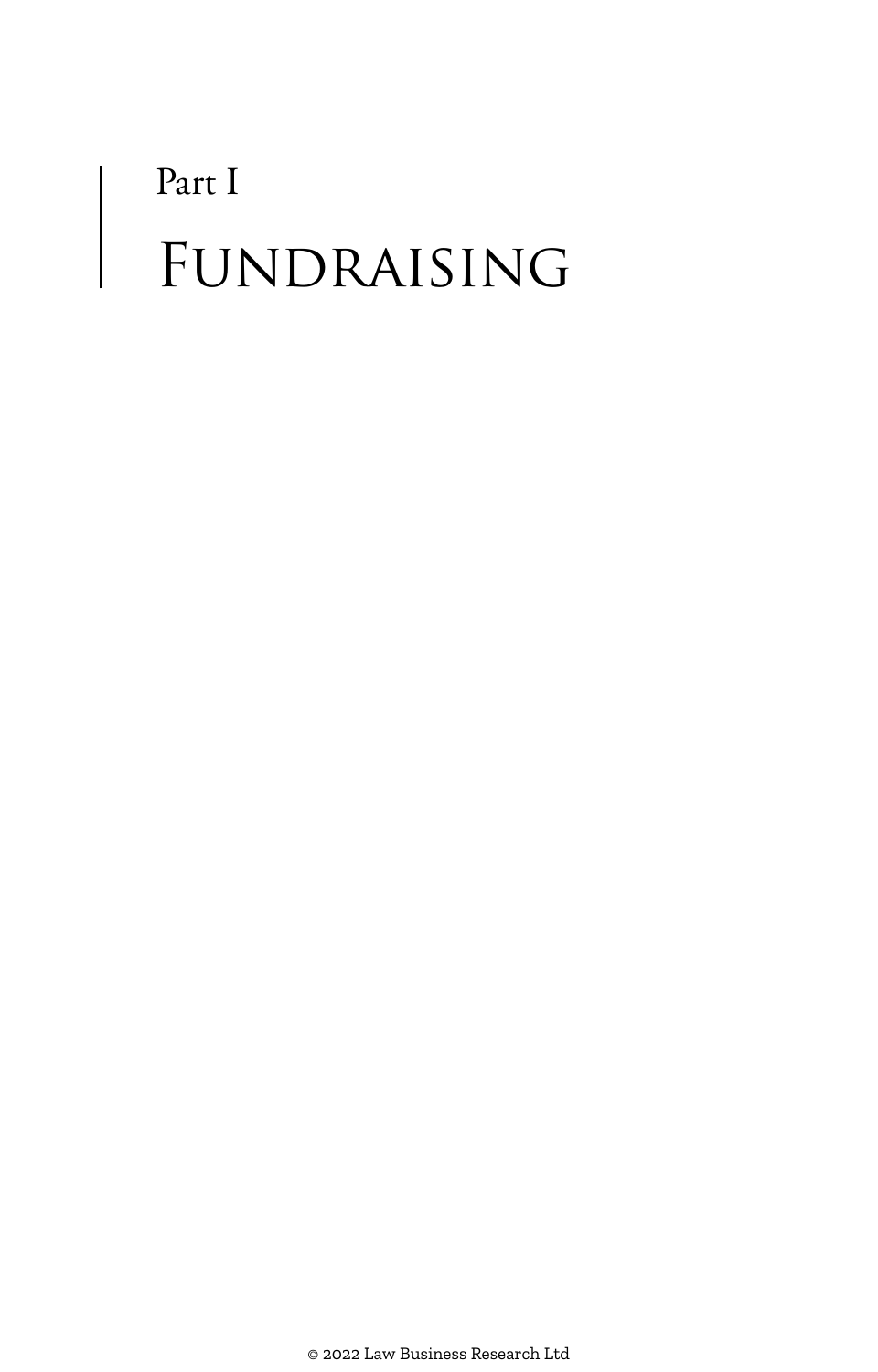# Part I

# Fundraising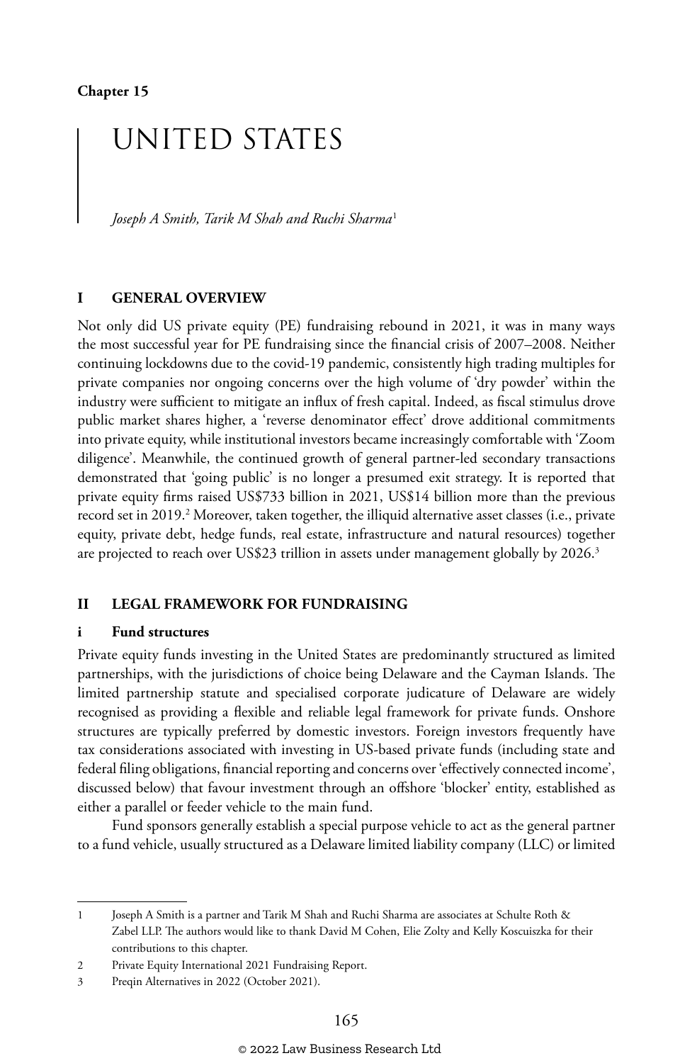Chapter 15

# UNITED STATES

*Joseph A Smith, Tarik M Shah and Ruchi Sharma*[1]

## I GENERAL OVERVIEW

Not only did US private equity (PE) fundraising rebound in 2021, it was in many ways the most successful year for PE fundraising since the financial crisis of 2007–2008. Neither continuing lockdowns due to the covid-19 pandemic, consistently high trading multiples for private companies nor ongoing concerns over the high volume of 'dry powder' within the industry were sufficient to mitigate an influx of fresh capital. Indeed, as fiscal stimulus drove public market shares higher, a 'reverse denominator effect' drove additional commitments into private equity, while institutional investors became increasingly comfortable with 'Zoom diligence'. Meanwhile, the continued growth of general partner-led secondary transactions demonstrated that 'going public' is no longer a presumed exit strategy. It is reported that private equity firms raised US$733 billion in 2021, US$14 billion more than the previous record set in 2019.[2] Moreover, taken together, the illiquid alternative asset classes (i.e., private equity, private debt, hedge funds, real estate, infrastructure and natural resources) together are projected to reach over US$23 trillion in assets under management globally by 2026.[3]

## II LEGAL FRAMEWORK FOR FUNDRAISING

### i Fund structures

Private equity funds investing in the United States are predominantly structured as limited partnerships, with the jurisdictions of choice being Delaware and the Cayman Islands. The limited partnership statute and specialised corporate judicature of Delaware are widely recognised as providing a flexible and reliable legal framework for private funds. Onshore structures are typically preferred by domestic investors. Foreign investors frequently have tax considerations associated with investing in US-based private funds (including state and federal filing obligations, financial reporting and concerns over 'effectively connected income', discussed below) that favour investment through an offshore 'blocker' entity, established as either a parallel or feeder vehicle to the main fund.

Fund sponsors generally establish a special purpose vehicle to act as the general partner to a fund vehicle, usually structured as a Delaware limited liability company (LLC) or limited

---

1 Joseph A Smith is a partner and Tarik M Shah and Ruchi Sharma are associates at Schulte Roth & Zabel LLP. The authors would like to thank David M Cohen, Elie Zolty and Kelly Koscuiszka for their contributions to this chapter.

2 Private Equity International 2021 Fundraising Report.

3 Preqin Alternatives in 2022 (October 2021).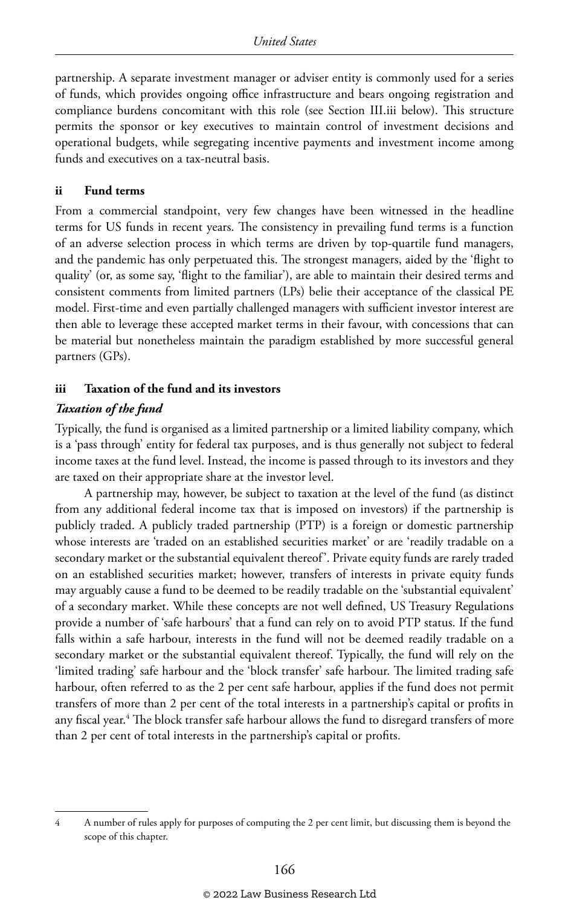partnership. A separate investment manager or adviser entity is commonly used for a series of funds, which provides ongoing office infrastructure and bears ongoing registration and compliance burdens concomitant with this role (see Section III.iii below). This structure permits the sponsor or key executives to maintain control of investment decisions and operational budgets, while segregating incentive payments and investment income among funds and executives on a tax-neutral basis.

### ii Fund terms

From a commercial standpoint, very few changes have been witnessed in the headline terms for US funds in recent years. The consistency in prevailing fund terms is a function of an adverse selection process in which terms are driven by top-quartile fund managers, and the pandemic has only perpetuated this. The strongest managers, aided by the 'flight to quality' (or, as some say, 'flight to the familiar'), are able to maintain their desired terms and consistent comments from limited partners (LPs) belie their acceptance of the classical PE model. First-time and even partially challenged managers with sufficient investor interest are then able to leverage these accepted market terms in their favour, with concessions that can be material but nonetheless maintain the paradigm established by more successful general partners (GPs).

### iii Taxation of the fund and its investors

#### *Taxation of the fund*

Typically, the fund is organised as a limited partnership or a limited liability company, which is a 'pass through' entity for federal tax purposes, and is thus generally not subject to federal income taxes at the fund level. Instead, the income is passed through to its investors and they are taxed on their appropriate share at the investor level.

A partnership may, however, be subject to taxation at the level of the fund (as distinct from any additional federal income tax that is imposed on investors) if the partnership is publicly traded. A publicly traded partnership (PTP) is a foreign or domestic partnership whose interests are 'traded on an established securities market' or are 'readily tradable on a secondary market or the substantial equivalent thereof'. Private equity funds are rarely traded on an established securities market; however, transfers of interests in private equity funds may arguably cause a fund to be deemed to be readily tradable on the 'substantial equivalent' of a secondary market. While these concepts are not well defined, US Treasury Regulations provide a number of 'safe harbours' that a fund can rely on to avoid PTP status. If the fund falls within a safe harbour, interests in the fund will not be deemed readily tradable on a secondary market or the substantial equivalent thereof. Typically, the fund will rely on the 'limited trading' safe harbour and the 'block transfer' safe harbour. The limited trading safe harbour, often referred to as the 2 per cent safe harbour, applies if the fund does not permit transfers of more than 2 per cent of the total interests in a partnership's capital or profits in any fiscal year.[4] The block transfer safe harbour allows the fund to disregard transfers of more than 2 per cent of total interests in the partnership's capital or profits.

---

4 A number of rules apply for purposes of computing the 2 per cent limit, but discussing them is beyond the scope of this chapter.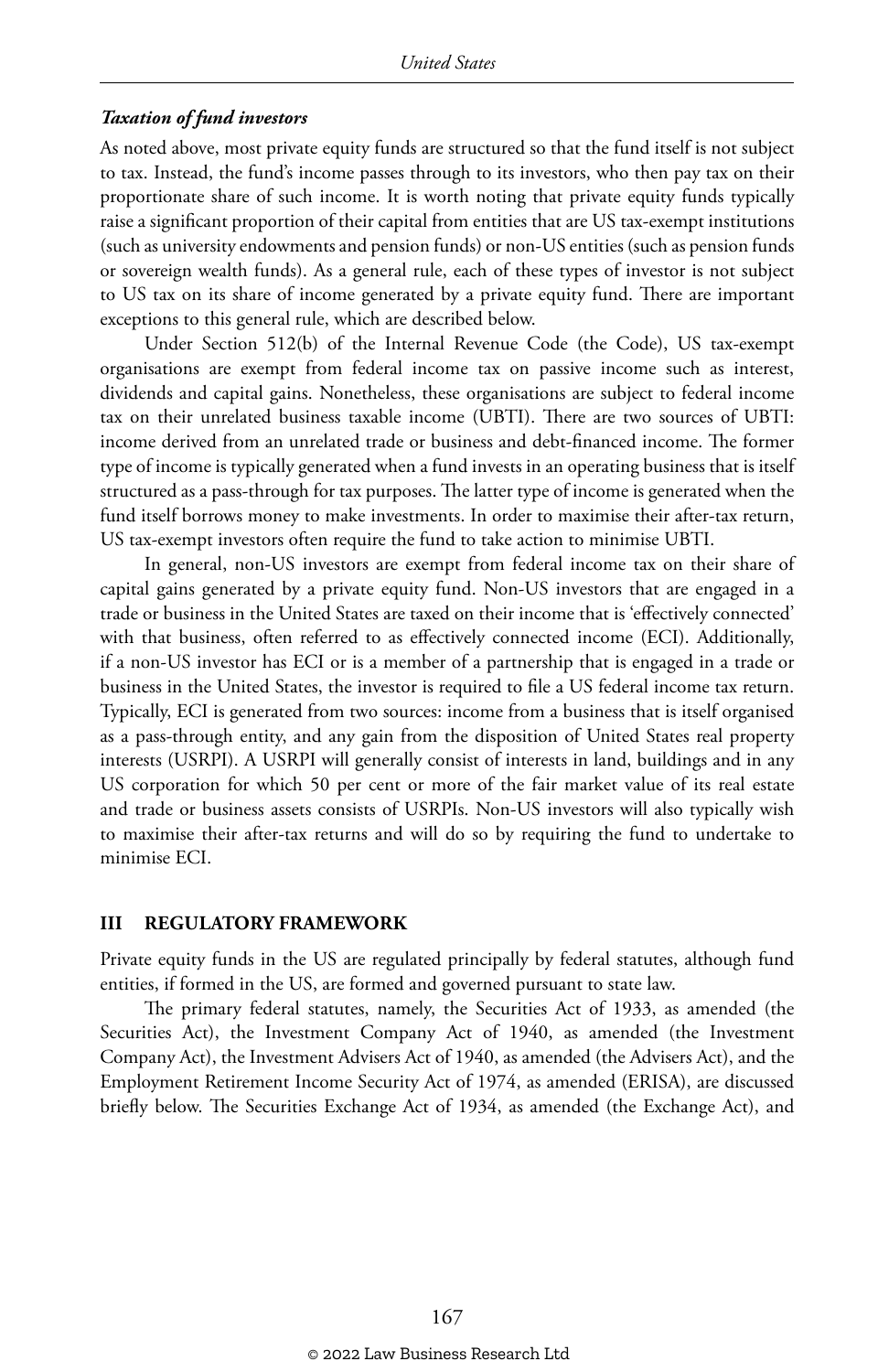### *Taxation of fund investors*

As noted above, most private equity funds are structured so that the fund itself is not subject to tax. Instead, the fund's income passes through to its investors, who then pay tax on their proportionate share of such income. It is worth noting that private equity funds typically raise a significant proportion of their capital from entities that are US tax-exempt institutions (such as university endowments and pension funds) or non-US entities (such as pension funds or sovereign wealth funds). As a general rule, each of these types of investor is not subject to US tax on its share of income generated by a private equity fund. There are important exceptions to this general rule, which are described below.

Under Section 512(b) of the Internal Revenue Code (the Code), US tax-exempt organisations are exempt from federal income tax on passive income such as interest, dividends and capital gains. Nonetheless, these organisations are subject to federal income tax on their unrelated business taxable income (UBTI). There are two sources of UBTI: income derived from an unrelated trade or business and debt-financed income. The former type of income is typically generated when a fund invests in an operating business that is itself structured as a pass-through for tax purposes. The latter type of income is generated when the fund itself borrows money to make investments. In order to maximise their after-tax return, US tax-exempt investors often require the fund to take action to minimise UBTI.

In general, non-US investors are exempt from federal income tax on their share of capital gains generated by a private equity fund. Non-US investors that are engaged in a trade or business in the United States are taxed on their income that is 'effectively connected' with that business, often referred to as effectively connected income (ECI). Additionally, if a non-US investor has ECI or is a member of a partnership that is engaged in a trade or business in the United States, the investor is required to file a US federal income tax return. Typically, ECI is generated from two sources: income from a business that is itself organised as a pass-through entity, and any gain from the disposition of United States real property interests (USRPI). A USRPI will generally consist of interests in land, buildings and in any US corporation for which 50 per cent or more of the fair market value of its real estate and trade or business assets consists of USRPIs. Non-US investors will also typically wish to maximise their after-tax returns and will do so by requiring the fund to undertake to minimise ECI.

## III REGULATORY FRAMEWORK

Private equity funds in the US are regulated principally by federal statutes, although fund entities, if formed in the US, are formed and governed pursuant to state law.

The primary federal statutes, namely, the Securities Act of 1933, as amended (the Securities Act), the Investment Company Act of 1940, as amended (the Investment Company Act), the Investment Advisers Act of 1940, as amended (the Advisers Act), and the Employment Retirement Income Security Act of 1974, as amended (ERISA), are discussed briefly below. The Securities Exchange Act of 1934, as amended (the Exchange Act), and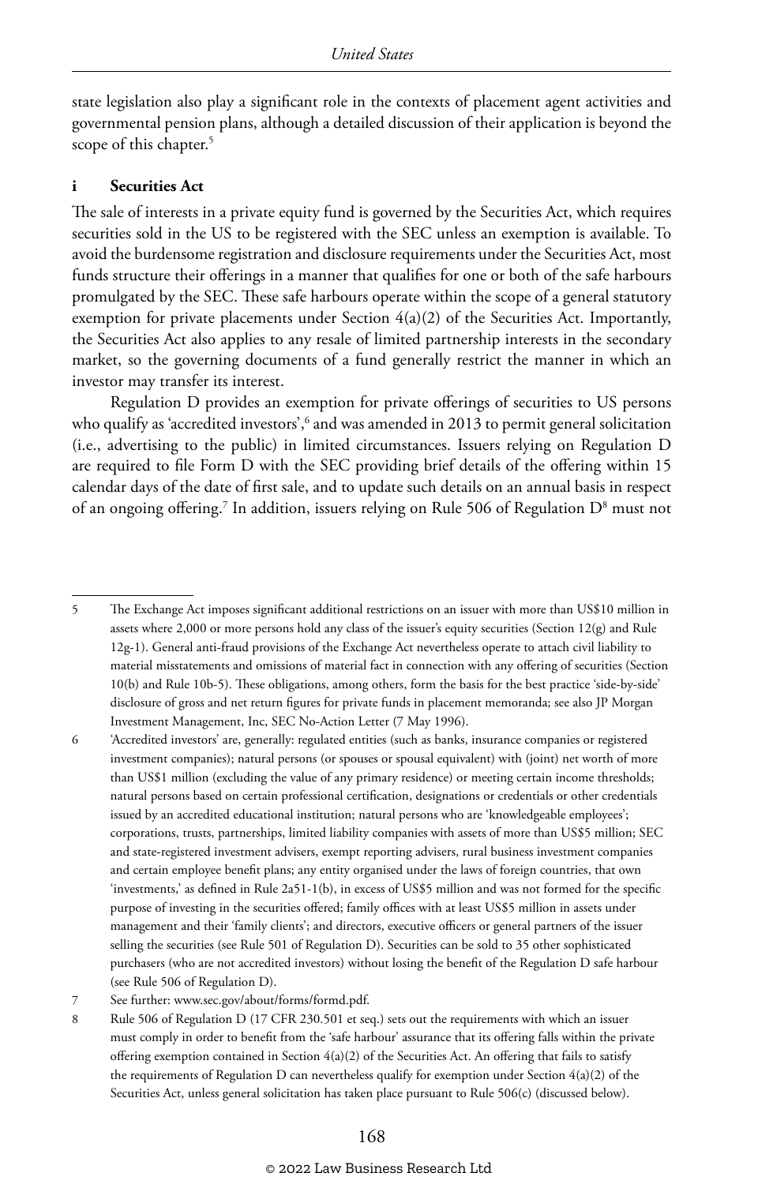state legislation also play a significant role in the contexts of placement agent activities and governmental pension plans, although a detailed discussion of their application is beyond the scope of this chapter.[5]

### i Securities Act

The sale of interests in a private equity fund is governed by the Securities Act, which requires securities sold in the US to be registered with the SEC unless an exemption is available. To avoid the burdensome registration and disclosure requirements under the Securities Act, most funds structure their offerings in a manner that qualifies for one or both of the safe harbours promulgated by the SEC. These safe harbours operate within the scope of a general statutory exemption for private placements under Section 4(a)(2) of the Securities Act. Importantly, the Securities Act also applies to any resale of limited partnership interests in the secondary market, so the governing documents of a fund generally restrict the manner in which an investor may transfer its interest.

Regulation D provides an exemption for private offerings of securities to US persons who qualify as 'accredited investors',[6] and was amended in 2013 to permit general solicitation (i.e., advertising to the public) in limited circumstances. Issuers relying on Regulation D are required to file Form D with the SEC providing brief details of the offering within 15 calendar days of the date of first sale, and to update such details on an annual basis in respect of an ongoing offering.[7] In addition, issuers relying on Rule 506 of Regulation D[8] must not

---

5 The Exchange Act imposes significant additional restrictions on an issuer with more than US$10 million in assets where 2,000 or more persons hold any class of the issuer's equity securities (Section 12(g) and Rule 12g-1). General anti-fraud provisions of the Exchange Act nevertheless operate to attach civil liability to material misstatements and omissions of material fact in connection with any offering of securities (Section 10(b) and Rule 10b-5). These obligations, among others, form the basis for the best practice 'side-by-side' disclosure of gross and net return figures for private funds in placement memoranda; see also JP Morgan Investment Management, Inc, SEC No-Action Letter (7 May 1996).

6 'Accredited investors' are, generally: regulated entities (such as banks, insurance companies or registered investment companies); natural persons (or spouses or spousal equivalent) with (joint) net worth of more than US$1 million (excluding the value of any primary residence) or meeting certain income thresholds; natural persons based on certain professional certification, designations or credentials or other credentials issued by an accredited educational institution; natural persons who are 'knowledgeable employees'; corporations, trusts, partnerships, limited liability companies with assets of more than US$5 million; SEC and state-registered investment advisers, exempt reporting advisers, rural business investment companies and certain employee benefit plans; any entity organised under the laws of foreign countries, that own 'investments,' as defined in Rule 2a51-1(b), in excess of US$5 million and was not formed for the specific purpose of investing in the securities offered; family offices with at least US$5 million in assets under management and their 'family clients'; and directors, executive officers or general partners of the issuer selling the securities (see Rule 501 of Regulation D). Securities can be sold to 35 other sophisticated purchasers (who are not accredited investors) without losing the benefit of the Regulation D safe harbour (see Rule 506 of Regulation D).

7 See further: www.sec.gov/about/forms/formd.pdf.

8 Rule 506 of Regulation D (17 CFR 230.501 et seq.) sets out the requirements with which an issuer must comply in order to benefit from the 'safe harbour' assurance that its offering falls within the private offering exemption contained in Section 4(a)(2) of the Securities Act. An offering that fails to satisfy the requirements of Regulation D can nevertheless qualify for exemption under Section 4(a)(2) of the Securities Act, unless general solicitation has taken place pursuant to Rule 506(c) (discussed below).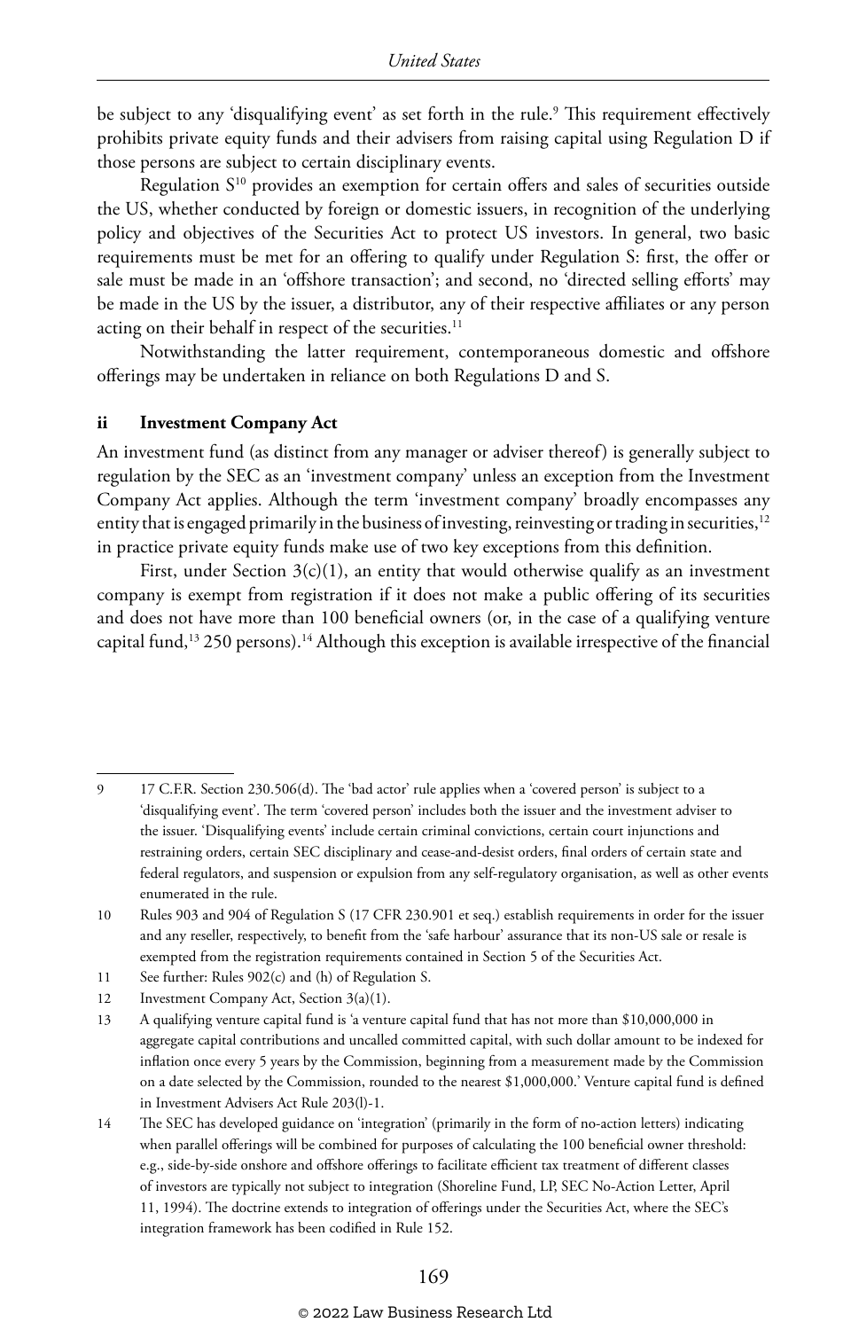be subject to any 'disqualifying event' as set forth in the rule.[9] This requirement effectively prohibits private equity funds and their advisers from raising capital using Regulation D if those persons are subject to certain disciplinary events.

Regulation S[10] provides an exemption for certain offers and sales of securities outside the US, whether conducted by foreign or domestic issuers, in recognition of the underlying policy and objectives of the Securities Act to protect US investors. In general, two basic requirements must be met for an offering to qualify under Regulation S: first, the offer or sale must be made in an 'offshore transaction'; and second, no 'directed selling efforts' may be made in the US by the issuer, a distributor, any of their respective affiliates or any person acting on their behalf in respect of the securities.[11]

Notwithstanding the latter requirement, contemporaneous domestic and offshore offerings may be undertaken in reliance on both Regulations D and S.

### ii Investment Company Act

An investment fund (as distinct from any manager or adviser thereof) is generally subject to regulation by the SEC as an 'investment company' unless an exception from the Investment Company Act applies. Although the term 'investment company' broadly encompasses any entity that is engaged primarily in the business of investing, reinvesting or trading in securities,[12] in practice private equity funds make use of two key exceptions from this definition.

First, under Section 3(c)(1), an entity that would otherwise qualify as an investment company is exempt from registration if it does not make a public offering of its securities and does not have more than 100 beneficial owners (or, in the case of a qualifying venture capital fund,[13] 250 persons).[14] Although this exception is available irrespective of the financial

---

9 17 C.F.R. Section 230.506(d). The 'bad actor' rule applies when a 'covered person' is subject to a 'disqualifying event'. The term 'covered person' includes both the issuer and the investment adviser to the issuer. 'Disqualifying events' include certain criminal convictions, certain court injunctions and restraining orders, certain SEC disciplinary and cease-and-desist orders, final orders of certain state and federal regulators, and suspension or expulsion from any self-regulatory organisation, as well as other events enumerated in the rule.

10 Rules 903 and 904 of Regulation S (17 CFR 230.901 et seq.) establish requirements in order for the issuer and any reseller, respectively, to benefit from the 'safe harbour' assurance that its non-US sale or resale is exempted from the registration requirements contained in Section 5 of the Securities Act.

11 See further: Rules 902(c) and (h) of Regulation S.

12 Investment Company Act, Section 3(a)(1).

13 A qualifying venture capital fund is 'a venture capital fund that has not more than $10,000,000 in aggregate capital contributions and uncalled committed capital, with such dollar amount to be indexed for inflation once every 5 years by the Commission, beginning from a measurement made by the Commission on a date selected by the Commission, rounded to the nearest $1,000,000.' Venture capital fund is defined in Investment Advisers Act Rule 203(l)-1.

14 The SEC has developed guidance on 'integration' (primarily in the form of no-action letters) indicating when parallel offerings will be combined for purposes of calculating the 100 beneficial owner threshold: e.g., side-by-side onshore and offshore offerings to facilitate efficient tax treatment of different classes of investors are typically not subject to integration (Shoreline Fund, LP, SEC No-Action Letter, April 11, 1994). The doctrine extends to integration of offerings under the Securities Act, where the SEC's integration framework has been codified in Rule 152.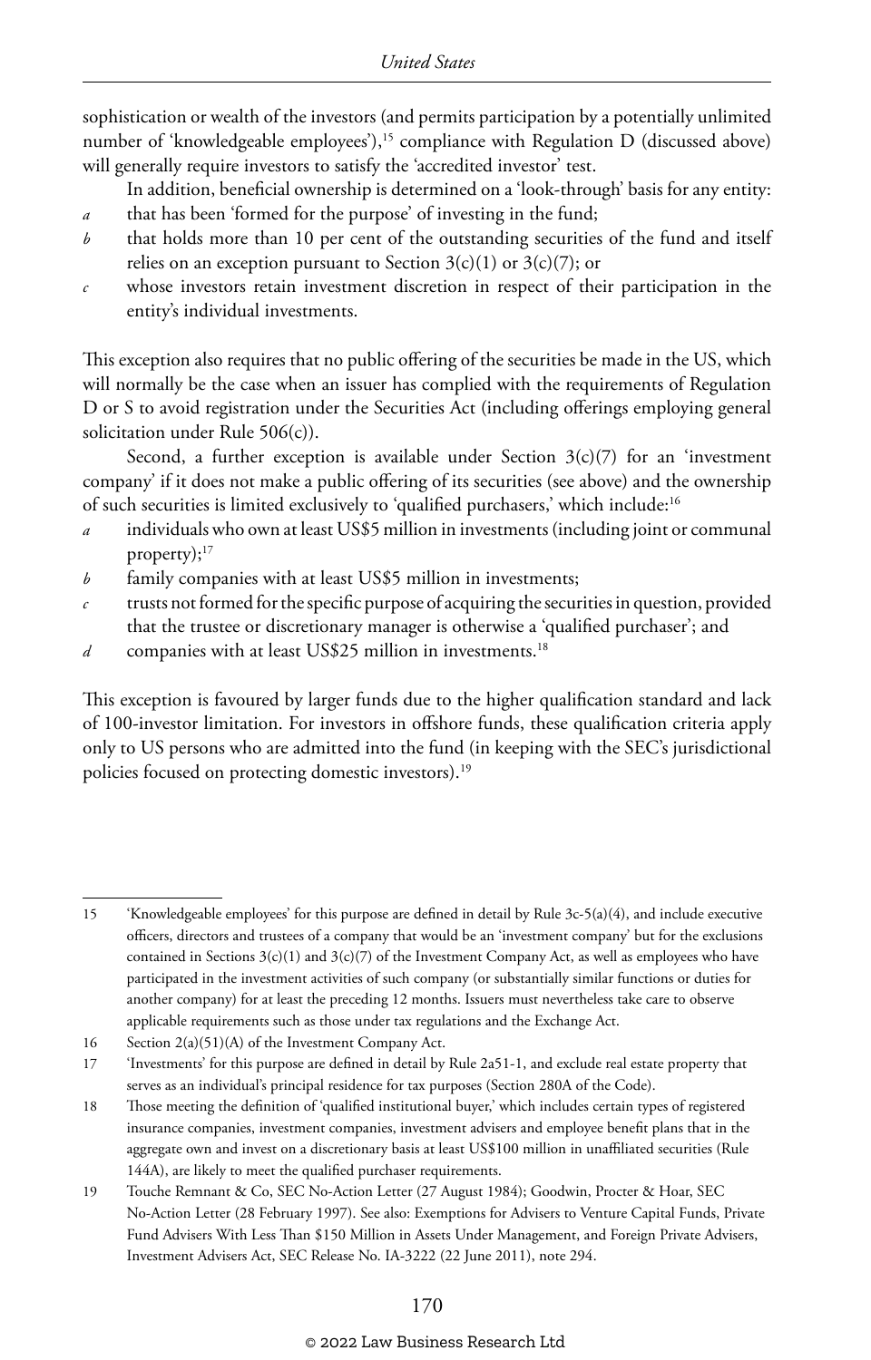sophistication or wealth of the investors (and permits participation by a potentially unlimited number of 'knowledgeable employees'),[15] compliance with Regulation D (discussed above) will generally require investors to satisfy the 'accredited investor' test.

In addition, beneficial ownership is determined on a 'look-through' basis for any entity:

*a* that has been 'formed for the purpose' of investing in the fund;

*b* that holds more than 10 per cent of the outstanding securities of the fund and itself relies on an exception pursuant to Section 3(c)(1) or 3(c)(7); or

*c* whose investors retain investment discretion in respect of their participation in the entity's individual investments.

This exception also requires that no public offering of the securities be made in the US, which will normally be the case when an issuer has complied with the requirements of Regulation D or S to avoid registration under the Securities Act (including offerings employing general solicitation under Rule 506(c)).

Second, a further exception is available under Section 3(c)(7) for an 'investment company' if it does not make a public offering of its securities (see above) and the ownership of such securities is limited exclusively to 'qualified purchasers,' which include:[16]

*a* individuals who own at least US$5 million in investments (including joint or communal property);[17]

*b* family companies with at least US$5 million in investments;

*c* trusts not formed for the specific purpose of acquiring the securities in question, provided that the trustee or discretionary manager is otherwise a 'qualified purchaser'; and

*d* companies with at least US$25 million in investments.[18]

This exception is favoured by larger funds due to the higher qualification standard and lack of 100-investor limitation. For investors in offshore funds, these qualification criteria apply only to US persons who are admitted into the fund (in keeping with the SEC's jurisdictional policies focused on protecting domestic investors).[19]

---

15 'Knowledgeable employees' for this purpose are defined in detail by Rule 3c-5(a)(4), and include executive officers, directors and trustees of a company that would be an 'investment company' but for the exclusions contained in Sections 3(c)(1) and 3(c)(7) of the Investment Company Act, as well as employees who have participated in the investment activities of such company (or substantially similar functions or duties for another company) for at least the preceding 12 months. Issuers must nevertheless take care to observe applicable requirements such as those under tax regulations and the Exchange Act.

16 Section 2(a)(51)(A) of the Investment Company Act.

17 'Investments' for this purpose are defined in detail by Rule 2a51-1, and exclude real estate property that serves as an individual's principal residence for tax purposes (Section 280A of the Code).

18 Those meeting the definition of 'qualified institutional buyer,' which includes certain types of registered insurance companies, investment companies, investment advisers and employee benefit plans that in the aggregate own and invest on a discretionary basis at least US$100 million in unaffiliated securities (Rule 144A), are likely to meet the qualified purchaser requirements.

19 Touche Remnant & Co, SEC No-Action Letter (27 August 1984); Goodwin, Procter & Hoar, SEC No-Action Letter (28 February 1997). See also: Exemptions for Advisers to Venture Capital Funds, Private Fund Advisers With Less Than $150 Million in Assets Under Management, and Foreign Private Advisers, Investment Advisers Act, SEC Release No. IA-3222 (22 June 2011), note 294.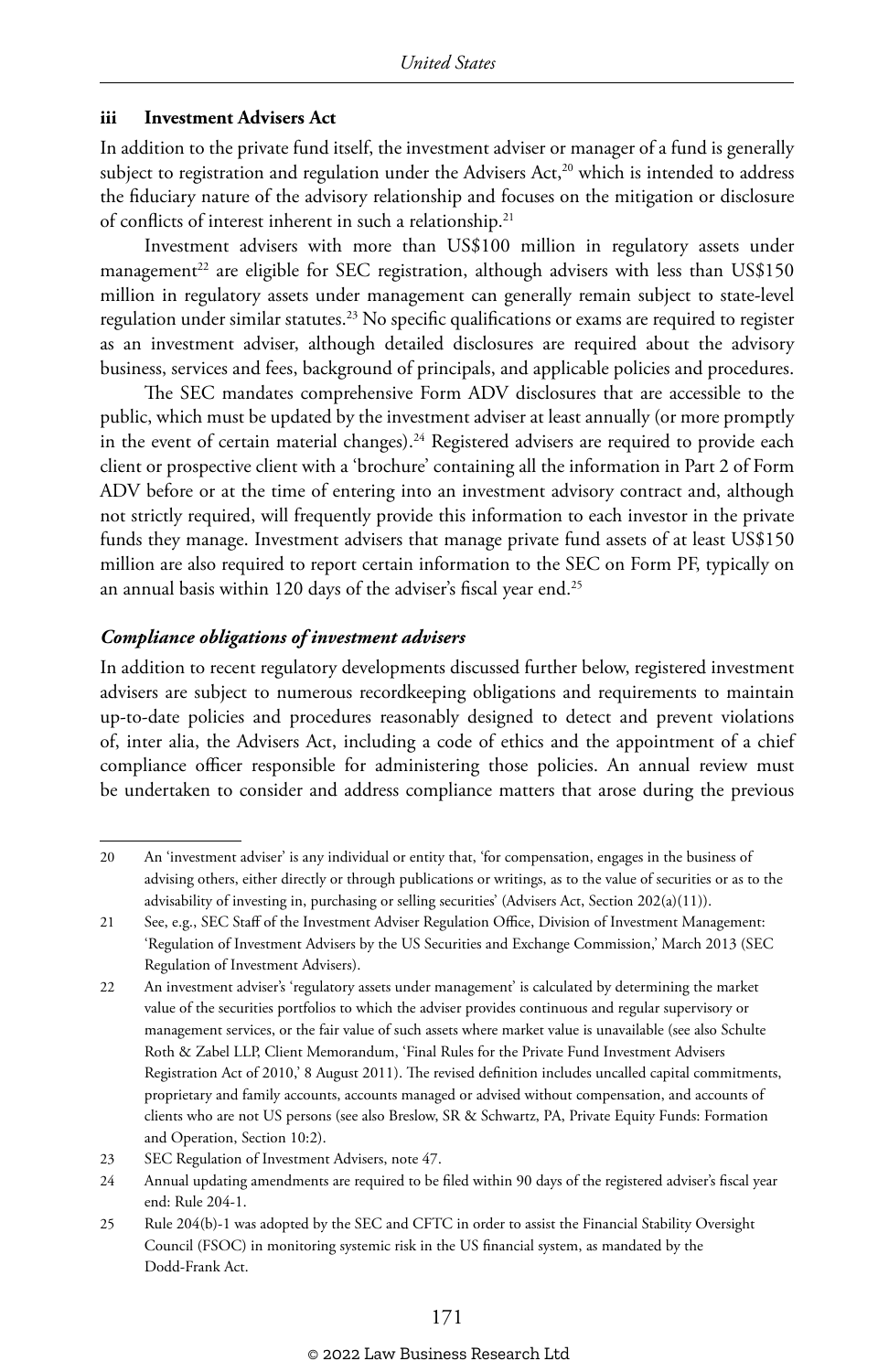### iii Investment Advisers Act

In addition to the private fund itself, the investment adviser or manager of a fund is generally subject to registration and regulation under the Advisers Act,[20] which is intended to address the fiduciary nature of the advisory relationship and focuses on the mitigation or disclosure of conflicts of interest inherent in such a relationship.[21]

Investment advisers with more than US$100 million in regulatory assets under management[22] are eligible for SEC registration, although advisers with less than US$150 million in regulatory assets under management can generally remain subject to state-level regulation under similar statutes.[23] No specific qualifications or exams are required to register as an investment adviser, although detailed disclosures are required about the advisory business, services and fees, background of principals, and applicable policies and procedures.

The SEC mandates comprehensive Form ADV disclosures that are accessible to the public, which must be updated by the investment adviser at least annually (or more promptly in the event of certain material changes).[24] Registered advisers are required to provide each client or prospective client with a 'brochure' containing all the information in Part 2 of Form ADV before or at the time of entering into an investment advisory contract and, although not strictly required, will frequently provide this information to each investor in the private funds they manage. Investment advisers that manage private fund assets of at least US$150 million are also required to report certain information to the SEC on Form PF, typically on an annual basis within 120 days of the adviser's fiscal year end.[25]

#### *Compliance obligations of investment advisers*

In addition to recent regulatory developments discussed further below, registered investment advisers are subject to numerous recordkeeping obligations and requirements to maintain up-to-date policies and procedures reasonably designed to detect and prevent violations of, inter alia, the Advisers Act, including a code of ethics and the appointment of a chief compliance officer responsible for administering those policies. An annual review must be undertaken to consider and address compliance matters that arose during the previous

---

20 An 'investment adviser' is any individual or entity that, 'for compensation, engages in the business of advising others, either directly or through publications or writings, as to the value of securities or as to the advisability of investing in, purchasing or selling securities' (Advisers Act, Section 202(a)(11)).

21 See, e.g., SEC Staff of the Investment Adviser Regulation Office, Division of Investment Management: 'Regulation of Investment Advisers by the US Securities and Exchange Commission,' March 2013 (SEC Regulation of Investment Advisers).

22 An investment adviser's 'regulatory assets under management' is calculated by determining the market value of the securities portfolios to which the adviser provides continuous and regular supervisory or management services, or the fair value of such assets where market value is unavailable (see also Schulte Roth & Zabel LLP, Client Memorandum, 'Final Rules for the Private Fund Investment Advisers Registration Act of 2010,' 8 August 2011). The revised definition includes uncalled capital commitments, proprietary and family accounts, accounts managed or advised without compensation, and accounts of clients who are not US persons (see also Breslow, SR & Schwartz, PA, Private Equity Funds: Formation and Operation, Section 10:2).

23 SEC Regulation of Investment Advisers, note 47.

24 Annual updating amendments are required to be filed within 90 days of the registered adviser's fiscal year end: Rule 204-1.

25 Rule 204(b)-1 was adopted by the SEC and CFTC in order to assist the Financial Stability Oversight Council (FSOC) in monitoring systemic risk in the US financial system, as mandated by the Dodd-Frank Act.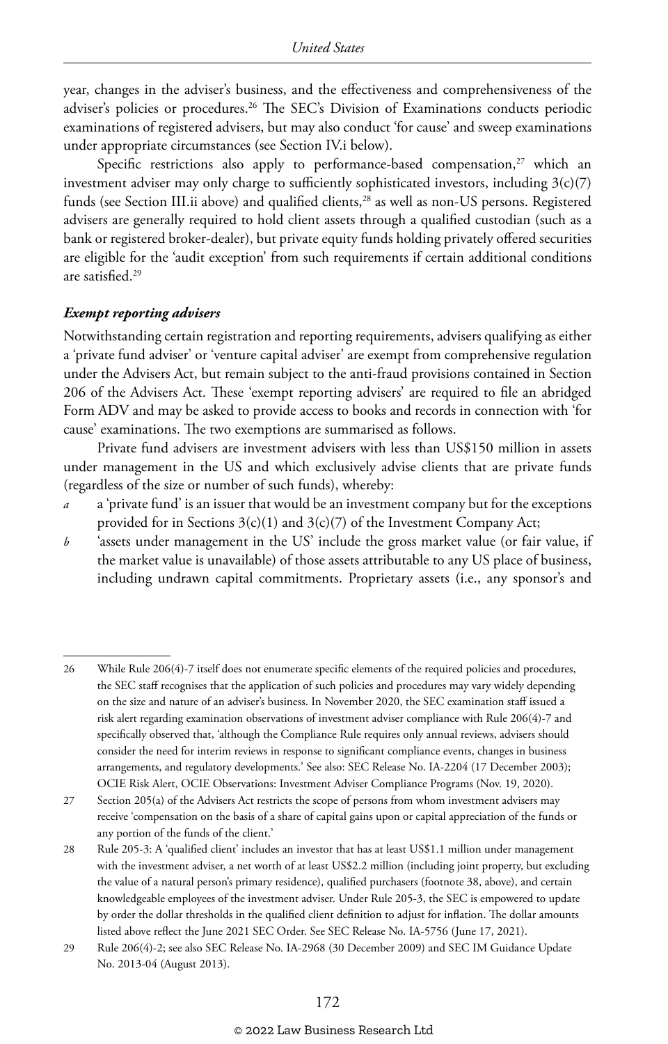year, changes in the adviser's business, and the effectiveness and comprehensiveness of the adviser's policies or procedures.[26] The SEC's Division of Examinations conducts periodic examinations of registered advisers, but may also conduct 'for cause' and sweep examinations under appropriate circumstances (see Section IV.i below).

Specific restrictions also apply to performance-based compensation,[27] which an investment adviser may only charge to sufficiently sophisticated investors, including 3(c)(7) funds (see Section III.ii above) and qualified clients,[28] as well as non-US persons. Registered advisers are generally required to hold client assets through a qualified custodian (such as a bank or registered broker-dealer), but private equity funds holding privately offered securities are eligible for the 'audit exception' from such requirements if certain additional conditions are satisfied.[29]

***Exempt reporting advisers***

Notwithstanding certain registration and reporting requirements, advisers qualifying as either a 'private fund adviser' or 'venture capital adviser' are exempt from comprehensive regulation under the Advisers Act, but remain subject to the anti-fraud provisions contained in Section 206 of the Advisers Act. These 'exempt reporting advisers' are required to file an abridged Form ADV and may be asked to provide access to books and records in connection with 'for cause' examinations. The two exemptions are summarised as follows.

Private fund advisers are investment advisers with less than US$150 million in assets under management in the US and which exclusively advise clients that are private funds (regardless of the size or number of such funds), whereby:

*a* a 'private fund' is an issuer that would be an investment company but for the exceptions provided for in Sections 3(c)(1) and 3(c)(7) of the Investment Company Act;

*b* 'assets under management in the US' include the gross market value (or fair value, if the market value is unavailable) of those assets attributable to any US place of business, including undrawn capital commitments. Proprietary assets (i.e., any sponsor's and

---

26 While Rule 206(4)-7 itself does not enumerate specific elements of the required policies and procedures, the SEC staff recognises that the application of such policies and procedures may vary widely depending on the size and nature of an adviser's business. In November 2020, the SEC examination staff issued a risk alert regarding examination observations of investment adviser compliance with Rule 206(4)-7 and specifically observed that, 'although the Compliance Rule requires only annual reviews, advisers should consider the need for interim reviews in response to significant compliance events, changes in business arrangements, and regulatory developments.' See also: SEC Release No. IA-2204 (17 December 2003); OCIE Risk Alert, OCIE Observations: Investment Adviser Compliance Programs (Nov. 19, 2020).

27 Section 205(a) of the Advisers Act restricts the scope of persons from whom investment advisers may receive 'compensation on the basis of a share of capital gains upon or capital appreciation of the funds or any portion of the funds of the client.'

28 Rule 205-3: A 'qualified client' includes an investor that has at least US$1.1 million under management with the investment adviser, a net worth of at least US$2.2 million (including joint property, but excluding the value of a natural person's primary residence), qualified purchasers (footnote 38, above), and certain knowledgeable employees of the investment adviser. Under Rule 205-3, the SEC is empowered to update by order the dollar thresholds in the qualified client definition to adjust for inflation. The dollar amounts listed above reflect the June 2021 SEC Order. See SEC Release No. IA-5756 (June 17, 2021).

29 Rule 206(4)-2; see also SEC Release No. IA-2968 (30 December 2009) and SEC IM Guidance Update No. 2013-04 (August 2013).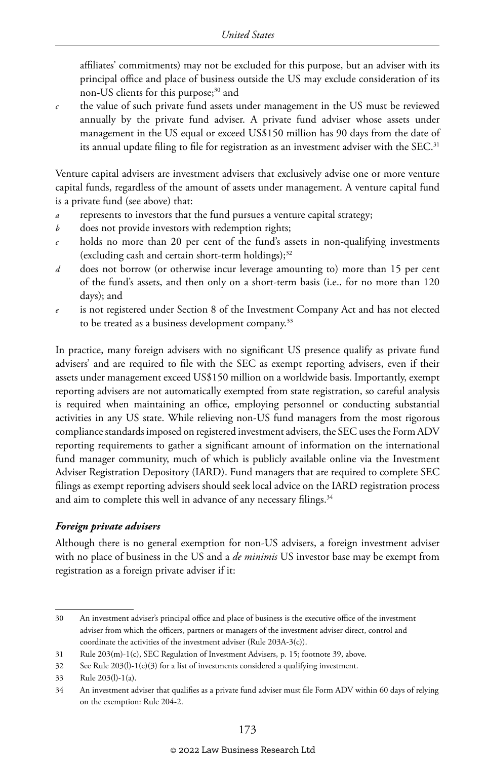affiliates' commitments) may not be excluded for this purpose, but an adviser with its principal office and place of business outside the US may exclude consideration of its non-US clients for this purpose;[30] and

*c* the value of such private fund assets under management in the US must be reviewed annually by the private fund adviser. A private fund adviser whose assets under management in the US equal or exceed US$150 million has 90 days from the date of its annual update filing to file for registration as an investment adviser with the SEC.[31]

Venture capital advisers are investment advisers that exclusively advise one or more venture capital funds, regardless of the amount of assets under management. A venture capital fund is a private fund (see above) that:

*a* represents to investors that the fund pursues a venture capital strategy;

*b* does not provide investors with redemption rights;

*c* holds no more than 20 per cent of the fund's assets in non-qualifying investments (excluding cash and certain short-term holdings);[32]

*d* does not borrow (or otherwise incur leverage amounting to) more than 15 per cent of the fund's assets, and then only on a short-term basis (i.e., for no more than 120 days); and

*e* is not registered under Section 8 of the Investment Company Act and has not elected to be treated as a business development company.[33]

In practice, many foreign advisers with no significant US presence qualify as private fund advisers' and are required to file with the SEC as exempt reporting advisers, even if their assets under management exceed US$150 million on a worldwide basis. Importantly, exempt reporting advisers are not automatically exempted from state registration, so careful analysis is required when maintaining an office, employing personnel or conducting substantial activities in any US state. While relieving non-US fund managers from the most rigorous compliance standards imposed on registered investment advisers, the SEC uses the Form ADV reporting requirements to gather a significant amount of information on the international fund manager community, much of which is publicly available online via the Investment Adviser Registration Depository (IARD). Fund managers that are required to complete SEC filings as exempt reporting advisers should seek local advice on the IARD registration process and aim to complete this well in advance of any necessary filings.[34]

***Foreign private advisers***

Although there is no general exemption for non-US advisers, a foreign investment adviser with no place of business in the US and a *de minimis* US investor base may be exempt from registration as a foreign private adviser if it:

---

30 An investment adviser's principal office and place of business is the executive office of the investment adviser from which the officers, partners or managers of the investment adviser direct, control and coordinate the activities of the investment adviser (Rule 203A-3(c)).

31 Rule 203(m)-1(c), SEC Regulation of Investment Advisers, p. 15; footnote 39, above.

32 See Rule 203(l)-1(c)(3) for a list of investments considered a qualifying investment.

33 Rule 203(l)-1(a).

34 An investment adviser that qualifies as a private fund adviser must file Form ADV within 60 days of relying on the exemption: Rule 204-2.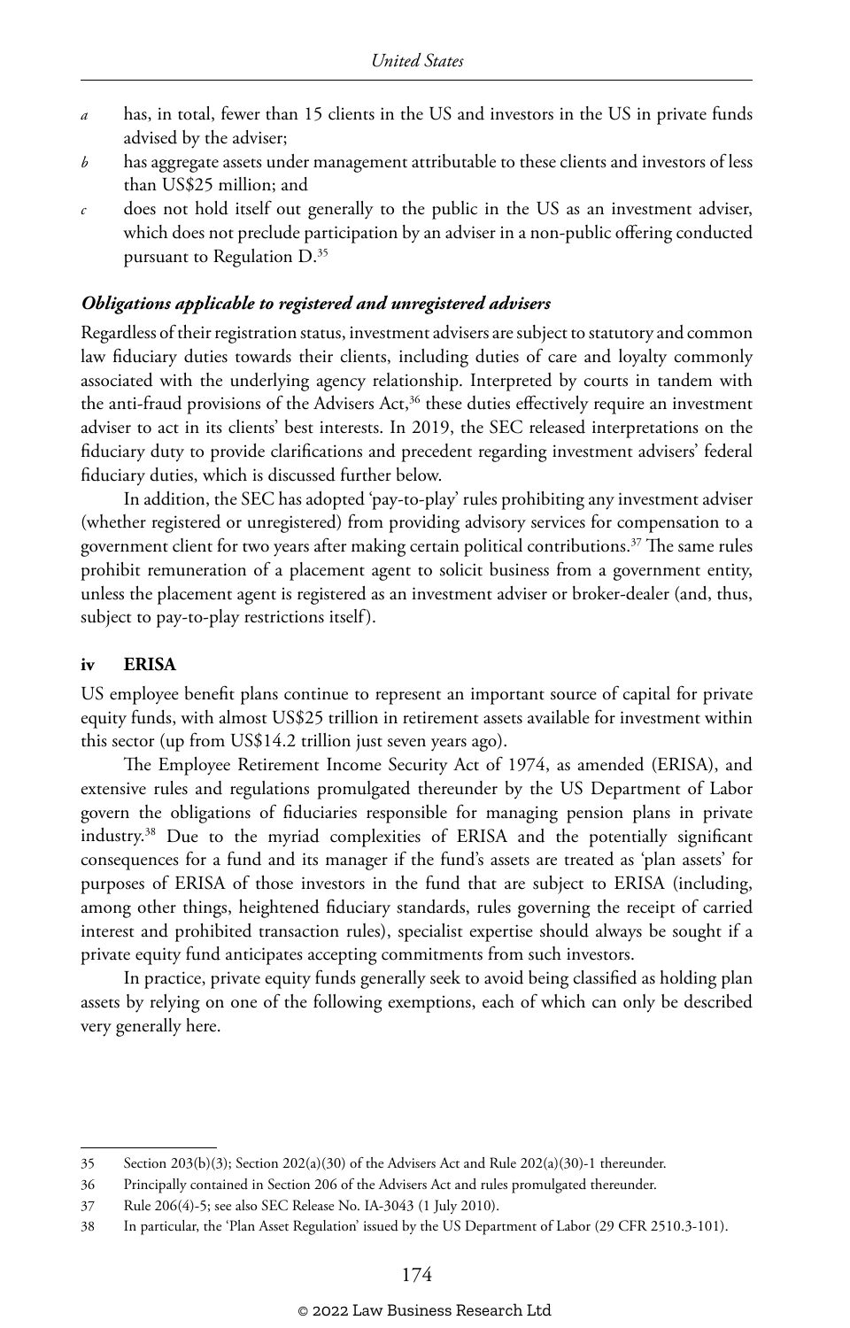*a* has, in total, fewer than 15 clients in the US and investors in the US in private funds advised by the adviser;

*b* has aggregate assets under management attributable to these clients and investors of less than US$25 million; and

*c* does not hold itself out generally to the public in the US as an investment adviser, which does not preclude participation by an adviser in a non-public offering conducted pursuant to Regulation D.[35]

***Obligations applicable to registered and unregistered advisers***

Regardless of their registration status, investment advisers are subject to statutory and common law fiduciary duties towards their clients, including duties of care and loyalty commonly associated with the underlying agency relationship. Interpreted by courts in tandem with the anti-fraud provisions of the Advisers Act,[36] these duties effectively require an investment adviser to act in its clients' best interests. In 2019, the SEC released interpretations on the fiduciary duty to provide clarifications and precedent regarding investment advisers' federal fiduciary duties, which is discussed further below.

In addition, the SEC has adopted 'pay-to-play' rules prohibiting any investment adviser (whether registered or unregistered) from providing advisory services for compensation to a government client for two years after making certain political contributions.[37] The same rules prohibit remuneration of a placement agent to solicit business from a government entity, unless the placement agent is registered as an investment adviser or broker-dealer (and, thus, subject to pay-to-play restrictions itself).

### iv ERISA

US employee benefit plans continue to represent an important source of capital for private equity funds, with almost US$25 trillion in retirement assets available for investment within this sector (up from US$14.2 trillion just seven years ago).

The Employee Retirement Income Security Act of 1974, as amended (ERISA), and extensive rules and regulations promulgated thereunder by the US Department of Labor govern the obligations of fiduciaries responsible for managing pension plans in private industry.[38] Due to the myriad complexities of ERISA and the potentially significant consequences for a fund and its manager if the fund's assets are treated as 'plan assets' for purposes of ERISA of those investors in the fund that are subject to ERISA (including, among other things, heightened fiduciary standards, rules governing the receipt of carried interest and prohibited transaction rules), specialist expertise should always be sought if a private equity fund anticipates accepting commitments from such investors.

In practice, private equity funds generally seek to avoid being classified as holding plan assets by relying on one of the following exemptions, each of which can only be described very generally here.

---

35 Section 203(b)(3); Section 202(a)(30) of the Advisers Act and Rule 202(a)(30)-1 thereunder.

36 Principally contained in Section 206 of the Advisers Act and rules promulgated thereunder.

37 Rule 206(4)-5; see also SEC Release No. IA-3043 (1 July 2010).

38 In particular, the 'Plan Asset Regulation' issued by the US Department of Labor (29 CFR 2510.3-101).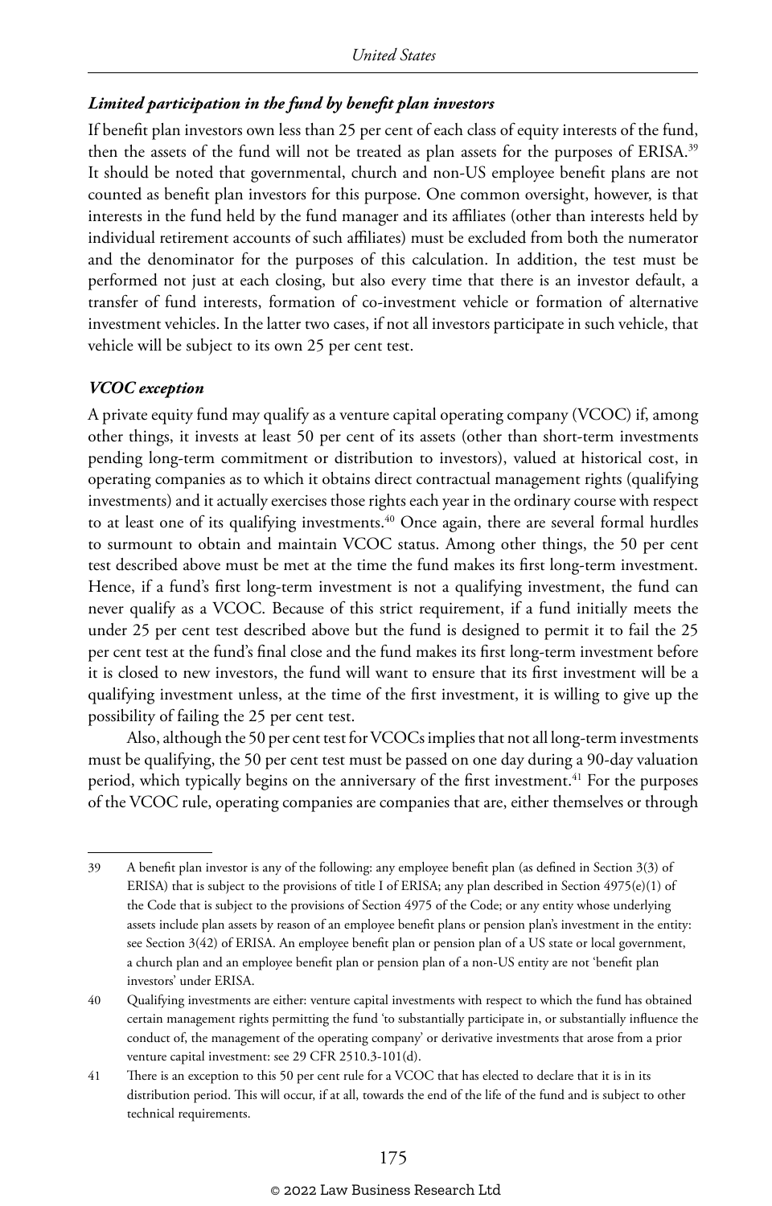### *Limited participation in the fund by benefit plan investors*

If benefit plan investors own less than 25 per cent of each class of equity interests of the fund, then the assets of the fund will not be treated as plan assets for the purposes of ERISA.[39] It should be noted that governmental, church and non-US employee benefit plans are not counted as benefit plan investors for this purpose. One common oversight, however, is that interests in the fund held by the fund manager and its affiliates (other than interests held by individual retirement accounts of such affiliates) must be excluded from both the numerator and the denominator for the purposes of this calculation. In addition, the test must be performed not just at each closing, but also every time that there is an investor default, a transfer of fund interests, formation of co-investment vehicle or formation of alternative investment vehicles. In the latter two cases, if not all investors participate in such vehicle, that vehicle will be subject to its own 25 per cent test.

### *VCOC exception*

A private equity fund may qualify as a venture capital operating company (VCOC) if, among other things, it invests at least 50 per cent of its assets (other than short-term investments pending long-term commitment or distribution to investors), valued at historical cost, in operating companies as to which it obtains direct contractual management rights (qualifying investments) and it actually exercises those rights each year in the ordinary course with respect to at least one of its qualifying investments.[40] Once again, there are several formal hurdles to surmount to obtain and maintain VCOC status. Among other things, the 50 per cent test described above must be met at the time the fund makes its first long-term investment. Hence, if a fund's first long-term investment is not a qualifying investment, the fund can never qualify as a VCOC. Because of this strict requirement, if a fund initially meets the under 25 per cent test described above but the fund is designed to permit it to fail the 25 per cent test at the fund's final close and the fund makes its first long-term investment before it is closed to new investors, the fund will want to ensure that its first investment will be a qualifying investment unless, at the time of the first investment, it is willing to give up the possibility of failing the 25 per cent test.

Also, although the 50 per cent test for VCOCs implies that not all long-term investments must be qualifying, the 50 per cent test must be passed on one day during a 90-day valuation period, which typically begins on the anniversary of the first investment.[41] For the purposes of the VCOC rule, operating companies are companies that are, either themselves or through

---

39 A benefit plan investor is any of the following: any employee benefit plan (as defined in Section 3(3) of ERISA) that is subject to the provisions of title I of ERISA; any plan described in Section 4975(e)(1) of the Code that is subject to the provisions of Section 4975 of the Code; or any entity whose underlying assets include plan assets by reason of an employee benefit plans or pension plan's investment in the entity: see Section 3(42) of ERISA. An employee benefit plan or pension plan of a US state or local government, a church plan and an employee benefit plan or pension plan of a non-US entity are not 'benefit plan investors' under ERISA.

40 Qualifying investments are either: venture capital investments with respect to which the fund has obtained certain management rights permitting the fund 'to substantially participate in, or substantially influence the conduct of, the management of the operating company' or derivative investments that arose from a prior venture capital investment: see 29 CFR 2510.3-101(d).

41 There is an exception to this 50 per cent rule for a VCOC that has elected to declare that it is in its distribution period. This will occur, if at all, towards the end of the life of the fund and is subject to other technical requirements.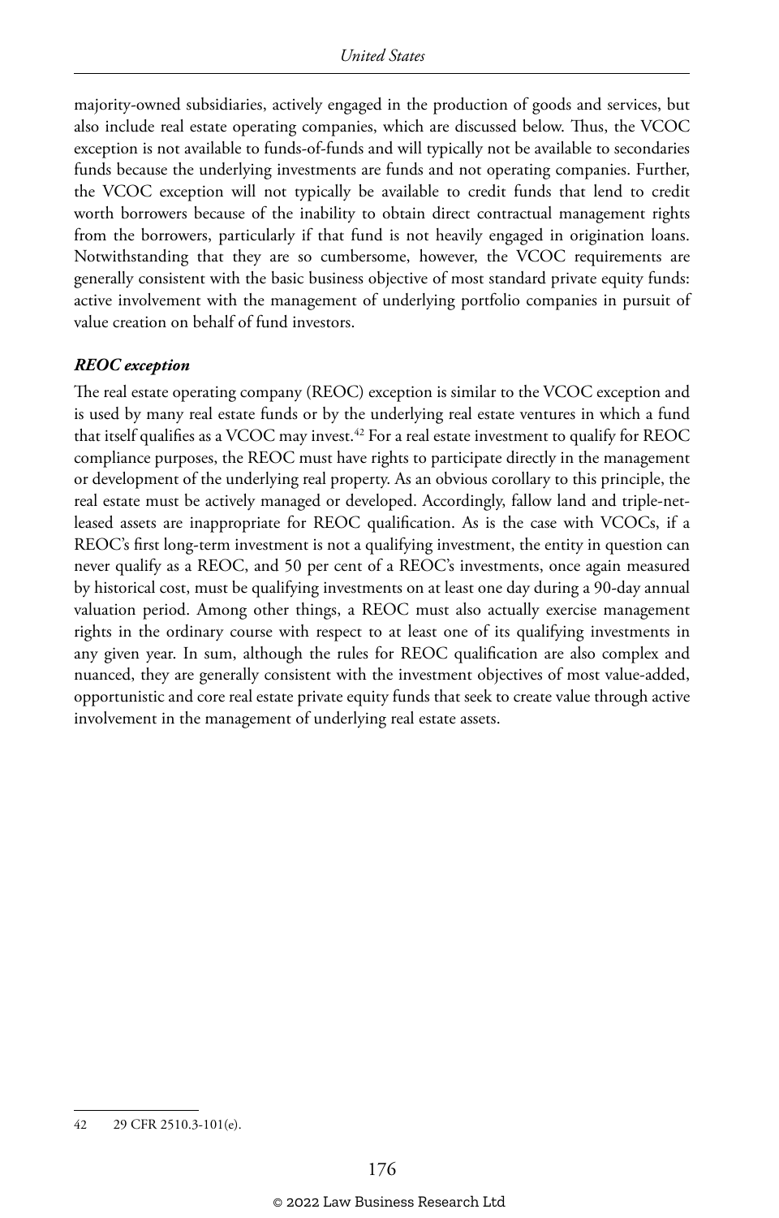majority-owned subsidiaries, actively engaged in the production of goods and services, but also include real estate operating companies, which are discussed below. Thus, the VCOC exception is not available to funds-of-funds and will typically not be available to secondaries funds because the underlying investments are funds and not operating companies. Further, the VCOC exception will not typically be available to credit funds that lend to credit worth borrowers because of the inability to obtain direct contractual management rights from the borrowers, particularly if that fund is not heavily engaged in origination loans. Notwithstanding that they are so cumbersome, however, the VCOC requirements are generally consistent with the basic business objective of most standard private equity funds: active involvement with the management of underlying portfolio companies in pursuit of value creation on behalf of fund investors.

***REOC exception***

The real estate operating company (REOC) exception is similar to the VCOC exception and is used by many real estate funds or by the underlying real estate ventures in which a fund that itself qualifies as a VCOC may invest.[42] For a real estate investment to qualify for REOC compliance purposes, the REOC must have rights to participate directly in the management or development of the underlying real property. As an obvious corollary to this principle, the real estate must be actively managed or developed. Accordingly, fallow land and triple-net-leased assets are inappropriate for REOC qualification. As is the case with VCOCs, if a REOC's first long-term investment is not a qualifying investment, the entity in question can never qualify as a REOC, and 50 per cent of a REOC's investments, once again measured by historical cost, must be qualifying investments on at least one day during a 90-day annual valuation period. Among other things, a REOC must also actually exercise management rights in the ordinary course with respect to at least one of its qualifying investments in any given year. In sum, although the rules for REOC qualification are also complex and nuanced, they are generally consistent with the investment objectives of most value-added, opportunistic and core real estate private equity funds that seek to create value through active involvement in the management of underlying real estate assets.

42 29 CFR 2510.3-101(e).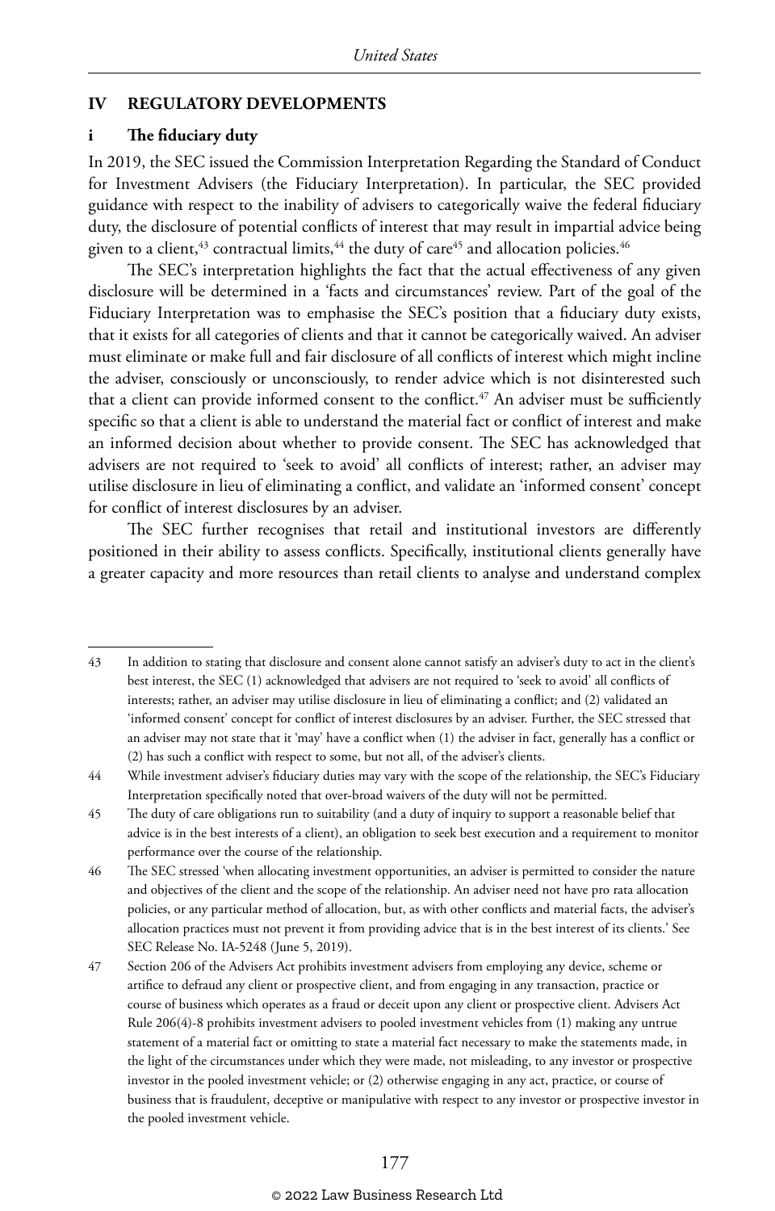## IV REGULATORY DEVELOPMENTS

### i The fiduciary duty

In 2019, the SEC issued the Commission Interpretation Regarding the Standard of Conduct for Investment Advisers (the Fiduciary Interpretation). In particular, the SEC provided guidance with respect to the inability of advisers to categorically waive the federal fiduciary duty, the disclosure of potential conflicts of interest that may result in impartial advice being given to a client,[43] contractual limits,[44] the duty of care[45] and allocation policies.[46]

The SEC's interpretation highlights the fact that the actual effectiveness of any given disclosure will be determined in a 'facts and circumstances' review. Part of the goal of the Fiduciary Interpretation was to emphasise the SEC's position that a fiduciary duty exists, that it exists for all categories of clients and that it cannot be categorically waived. An adviser must eliminate or make full and fair disclosure of all conflicts of interest which might incline the adviser, consciously or unconsciously, to render advice which is not disinterested such that a client can provide informed consent to the conflict.[47] An adviser must be sufficiently specific so that a client is able to understand the material fact or conflict of interest and make an informed decision about whether to provide consent. The SEC has acknowledged that advisers are not required to 'seek to avoid' all conflicts of interest; rather, an adviser may utilise disclosure in lieu of eliminating a conflict, and validate an 'informed consent' concept for conflict of interest disclosures by an adviser.

The SEC further recognises that retail and institutional investors are differently positioned in their ability to assess conflicts. Specifically, institutional clients generally have a greater capacity and more resources than retail clients to analyse and understand complex

---

43 In addition to stating that disclosure and consent alone cannot satisfy an adviser's duty to act in the client's best interest, the SEC (1) acknowledged that advisers are not required to 'seek to avoid' all conflicts of interests; rather, an adviser may utilise disclosure in lieu of eliminating a conflict; and (2) validated an 'informed consent' concept for conflict of interest disclosures by an adviser. Further, the SEC stressed that an adviser may not state that it 'may' have a conflict when (1) the adviser in fact, generally has a conflict or (2) has such a conflict with respect to some, but not all, of the adviser's clients.

44 While investment adviser's fiduciary duties may vary with the scope of the relationship, the SEC's Fiduciary Interpretation specifically noted that over-broad waivers of the duty will not be permitted.

45 The duty of care obligations run to suitability (and a duty of inquiry to support a reasonable belief that advice is in the best interests of a client), an obligation to seek best execution and a requirement to monitor performance over the course of the relationship.

46 The SEC stressed 'when allocating investment opportunities, an adviser is permitted to consider the nature and objectives of the client and the scope of the relationship. An adviser need not have pro rata allocation policies, or any particular method of allocation, but, as with other conflicts and material facts, the adviser's allocation practices must not prevent it from providing advice that is in the best interest of its clients.' See SEC Release No. IA-5248 (June 5, 2019).

47 Section 206 of the Advisers Act prohibits investment advisers from employing any device, scheme or artifice to defraud any client or prospective client, and from engaging in any transaction, practice or course of business which operates as a fraud or deceit upon any client or prospective client. Advisers Act Rule 206(4)-8 prohibits investment advisers to pooled investment vehicles from (1) making any untrue statement of a material fact or omitting to state a material fact necessary to make the statements made, in the light of the circumstances under which they were made, not misleading, to any investor or prospective investor in the pooled investment vehicle; or (2) otherwise engaging in any act, practice, or course of business that is fraudulent, deceptive or manipulative with respect to any investor or prospective investor in the pooled investment vehicle.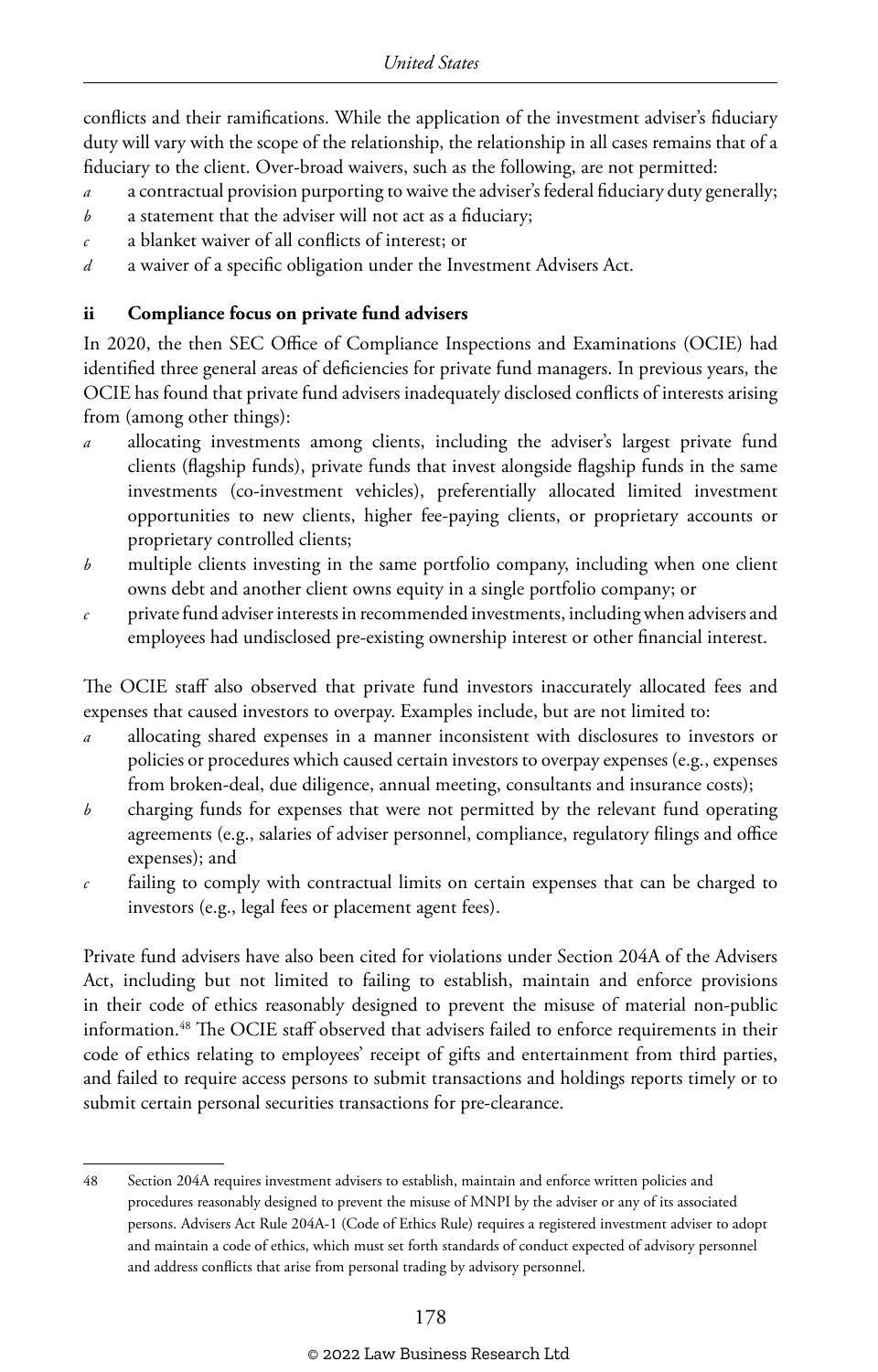conflicts and their ramifications. While the application of the investment adviser's fiduciary duty will vary with the scope of the relationship, the relationship in all cases remains that of a fiduciary to the client. Over-broad waivers, such as the following, are not permitted:

- *a* a contractual provision purporting to waive the adviser's federal fiduciary duty generally;
- *b* a statement that the adviser will not act as a fiduciary;
- *c* a blanket waiver of all conflicts of interest; or
- *d* a waiver of a specific obligation under the Investment Advisers Act.

### ii Compliance focus on private fund advisers

In 2020, the then SEC Office of Compliance Inspections and Examinations (OCIE) had identified three general areas of deficiencies for private fund managers. In previous years, the OCIE has found that private fund advisers inadequately disclosed conflicts of interests arising from (among other things):

- *a* allocating investments among clients, including the adviser's largest private fund clients (flagship funds), private funds that invest alongside flagship funds in the same investments (co-investment vehicles), preferentially allocated limited investment opportunities to new clients, higher fee-paying clients, or proprietary accounts or proprietary controlled clients;
- *b* multiple clients investing in the same portfolio company, including when one client owns debt and another client owns equity in a single portfolio company; or
- *c* private fund adviser interests in recommended investments, including when advisers and employees had undisclosed pre-existing ownership interest or other financial interest.

The OCIE staff also observed that private fund investors inaccurately allocated fees and expenses that caused investors to overpay. Examples include, but are not limited to:

- *a* allocating shared expenses in a manner inconsistent with disclosures to investors or policies or procedures which caused certain investors to overpay expenses (e.g., expenses from broken-deal, due diligence, annual meeting, consultants and insurance costs);
- *b* charging funds for expenses that were not permitted by the relevant fund operating agreements (e.g., salaries of adviser personnel, compliance, regulatory filings and office expenses); and
- *c* failing to comply with contractual limits on certain expenses that can be charged to investors (e.g., legal fees or placement agent fees).

Private fund advisers have also been cited for violations under Section 204A of the Advisers Act, including but not limited to failing to establish, maintain and enforce provisions in their code of ethics reasonably designed to prevent the misuse of material non-public information.[48] The OCIE staff observed that advisers failed to enforce requirements in their code of ethics relating to employees' receipt of gifts and entertainment from third parties, and failed to require access persons to submit transactions and holdings reports timely or to submit certain personal securities transactions for pre-clearance.

---

48 Section 204A requires investment advisers to establish, maintain and enforce written policies and procedures reasonably designed to prevent the misuse of MNPI by the adviser or any of its associated persons. Advisers Act Rule 204A-1 (Code of Ethics Rule) requires a registered investment adviser to adopt and maintain a code of ethics, which must set forth standards of conduct expected of advisory personnel and address conflicts that arise from personal trading by advisory personnel.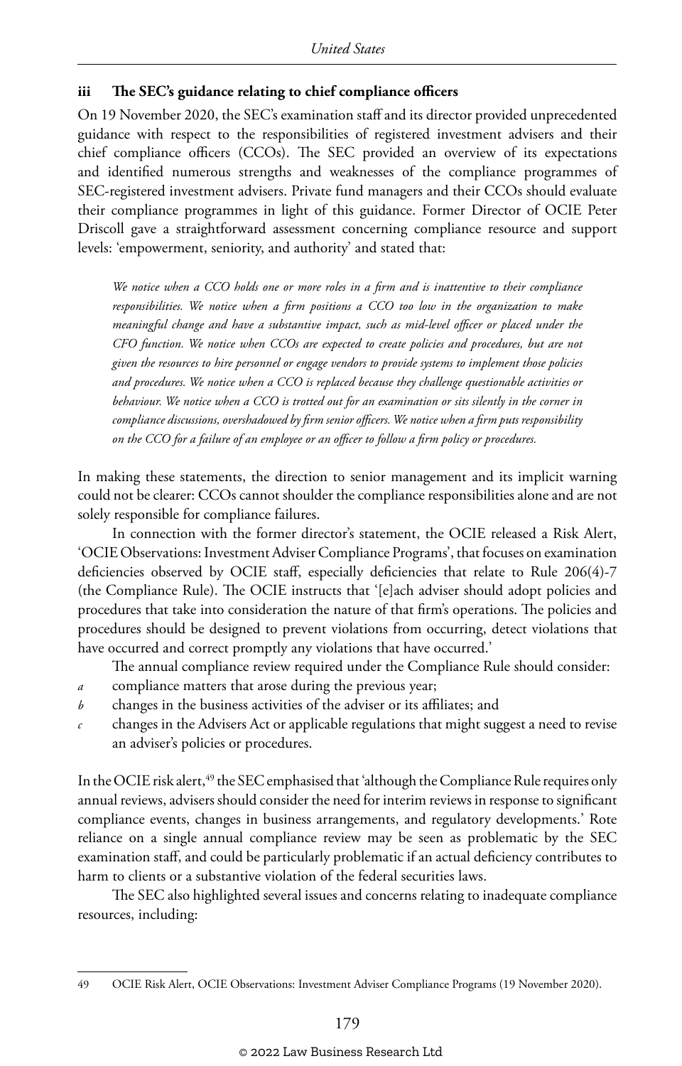### iii The SEC's guidance relating to chief compliance officers

On 19 November 2020, the SEC's examination staff and its director provided unprecedented guidance with respect to the responsibilities of registered investment advisers and their chief compliance officers (CCOs). The SEC provided an overview of its expectations and identified numerous strengths and weaknesses of the compliance programmes of SEC-registered investment advisers. Private fund managers and their CCOs should evaluate their compliance programmes in light of this guidance. Former Director of OCIE Peter Driscoll gave a straightforward assessment concerning compliance resource and support levels: 'empowerment, seniority, and authority' and stated that:

> *We notice when a CCO holds one or more roles in a firm and is inattentive to their compliance responsibilities. We notice when a firm positions a CCO too low in the organization to make meaningful change and have a substantive impact, such as mid-level officer or placed under the CFO function. We notice when CCOs are expected to create policies and procedures, but are not given the resources to hire personnel or engage vendors to provide systems to implement those policies and procedures. We notice when a CCO is replaced because they challenge questionable activities or behaviour. We notice when a CCO is trotted out for an examination or sits silently in the corner in compliance discussions, overshadowed by firm senior officers. We notice when a firm puts responsibility on the CCO for a failure of an employee or an officer to follow a firm policy or procedures.*

In making these statements, the direction to senior management and its implicit warning could not be clearer: CCOs cannot shoulder the compliance responsibilities alone and are not solely responsible for compliance failures.

In connection with the former director's statement, the OCIE released a Risk Alert, 'OCIE Observations: Investment Adviser Compliance Programs', that focuses on examination deficiencies observed by OCIE staff, especially deficiencies that relate to Rule 206(4)-7 (the Compliance Rule). The OCIE instructs that '[e]ach adviser should adopt policies and procedures that take into consideration the nature of that firm's operations. The policies and procedures should be designed to prevent violations from occurring, detect violations that have occurred and correct promptly any violations that have occurred.'

The annual compliance review required under the Compliance Rule should consider:

- *a* compliance matters that arose during the previous year;
- *b* changes in the business activities of the adviser or its affiliates; and
- *c* changes in the Advisers Act or applicable regulations that might suggest a need to revise an adviser's policies or procedures.

In the OCIE risk alert,[49] the SEC emphasised that 'although the Compliance Rule requires only annual reviews, advisers should consider the need for interim reviews in response to significant compliance events, changes in business arrangements, and regulatory developments.' Rote reliance on a single annual compliance review may be seen as problematic by the SEC examination staff, and could be particularly problematic if an actual deficiency contributes to harm to clients or a substantive violation of the federal securities laws.

The SEC also highlighted several issues and concerns relating to inadequate compliance resources, including:

---

49 OCIE Risk Alert, OCIE Observations: Investment Adviser Compliance Programs (19 November 2020).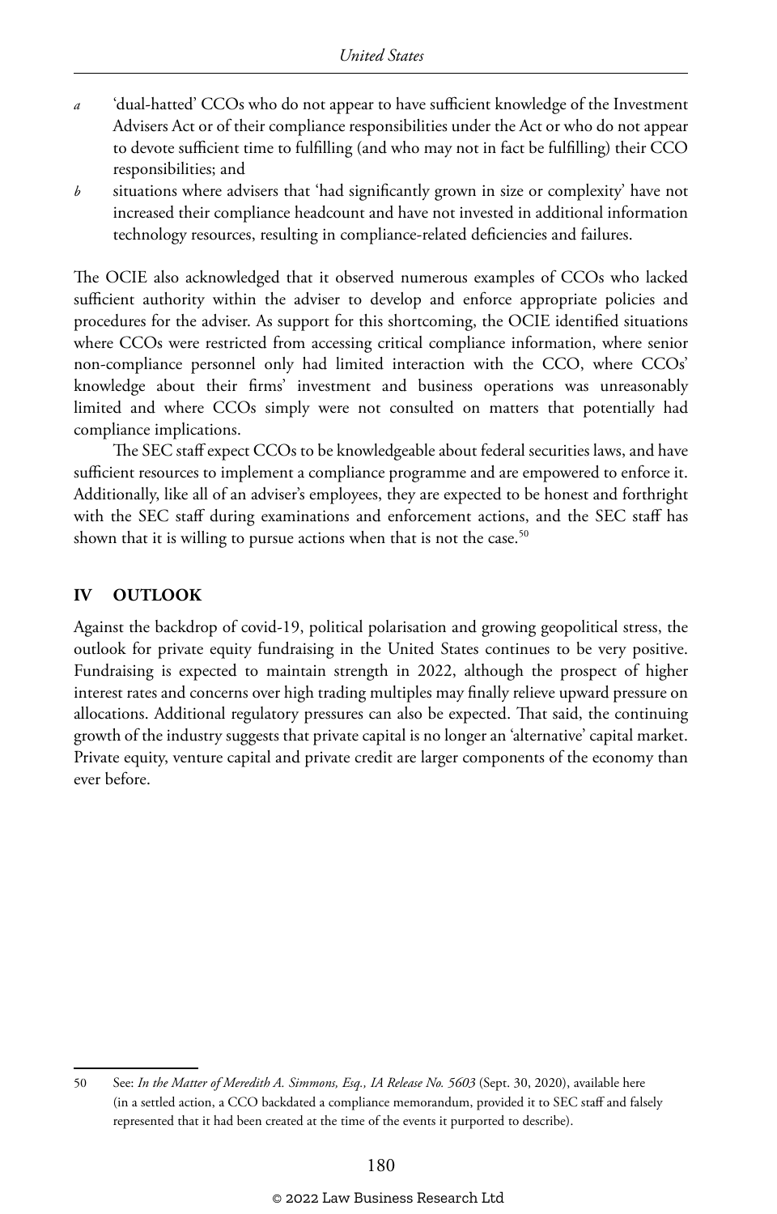*a* 'dual-hatted' CCOs who do not appear to have sufficient knowledge of the Investment Advisers Act or of their compliance responsibilities under the Act or who do not appear to devote sufficient time to fulfilling (and who may not in fact be fulfilling) their CCO responsibilities; and

*b* situations where advisers that 'had significantly grown in size or complexity' have not increased their compliance headcount and have not invested in additional information technology resources, resulting in compliance-related deficiencies and failures.

The OCIE also acknowledged that it observed numerous examples of CCOs who lacked sufficient authority within the adviser to develop and enforce appropriate policies and procedures for the adviser. As support for this shortcoming, the OCIE identified situations where CCOs were restricted from accessing critical compliance information, where senior non-compliance personnel only had limited interaction with the CCO, where CCOs' knowledge about their firms' investment and business operations was unreasonably limited and where CCOs simply were not consulted on matters that potentially had compliance implications.

The SEC staff expect CCOs to be knowledgeable about federal securities laws, and have sufficient resources to implement a compliance programme and are empowered to enforce it. Additionally, like all of an adviser's employees, they are expected to be honest and forthright with the SEC staff during examinations and enforcement actions, and the SEC staff has shown that it is willing to pursue actions when that is not the case.[50]

## IV OUTLOOK

Against the backdrop of covid-19, political polarisation and growing geopolitical stress, the outlook for private equity fundraising in the United States continues to be very positive. Fundraising is expected to maintain strength in 2022, although the prospect of higher interest rates and concerns over high trading multiples may finally relieve upward pressure on allocations. Additional regulatory pressures can also be expected. That said, the continuing growth of the industry suggests that private capital is no longer an 'alternative' capital market. Private equity, venture capital and private credit are larger components of the economy than ever before.

---

50 See: *In the Matter of Meredith A. Simmons, Esq., IA Release No. 5603* (Sept. 30, 2020), available here (in a settled action, a CCO backdated a compliance memorandum, provided it to SEC staff and falsely represented that it had been created at the time of the events it purported to describe).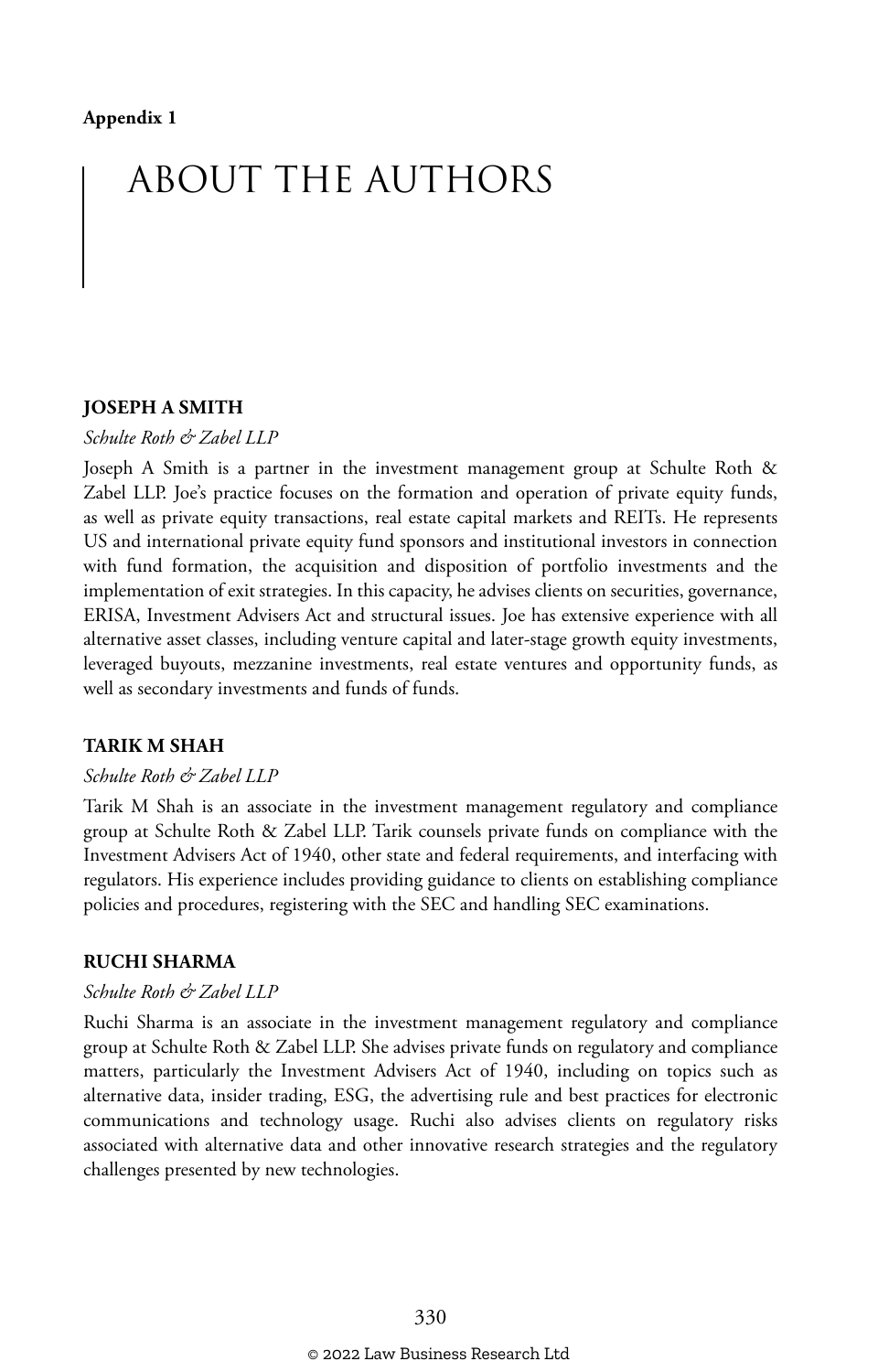**Appendix 1**

# ABOUT THE AUTHORS

## JOSEPH A SMITH

*Schulte Roth & Zabel LLP*

Joseph A Smith is a partner in the investment management group at Schulte Roth & Zabel LLP. Joe's practice focuses on the formation and operation of private equity funds, as well as private equity transactions, real estate capital markets and REITs. He represents US and international private equity fund sponsors and institutional investors in connection with fund formation, the acquisition and disposition of portfolio investments and the implementation of exit strategies. In this capacity, he advises clients on securities, governance, ERISA, Investment Advisers Act and structural issues. Joe has extensive experience with all alternative asset classes, including venture capital and later-stage growth equity investments, leveraged buyouts, mezzanine investments, real estate ventures and opportunity funds, as well as secondary investments and funds of funds.

## TARIK M SHAH

*Schulte Roth & Zabel LLP*

Tarik M Shah is an associate in the investment management regulatory and compliance group at Schulte Roth & Zabel LLP. Tarik counsels private funds on compliance with the Investment Advisers Act of 1940, other state and federal requirements, and interfacing with regulators. His experience includes providing guidance to clients on establishing compliance policies and procedures, registering with the SEC and handling SEC examinations.

## RUCHI SHARMA

*Schulte Roth & Zabel LLP*

Ruchi Sharma is an associate in the investment management regulatory and compliance group at Schulte Roth & Zabel LLP. She advises private funds on regulatory and compliance matters, particularly the Investment Advisers Act of 1940, including on topics such as alternative data, insider trading, ESG, the advertising rule and best practices for electronic communications and technology usage. Ruchi also advises clients on regulatory risks associated with alternative data and other innovative research strategies and the regulatory challenges presented by new technologies.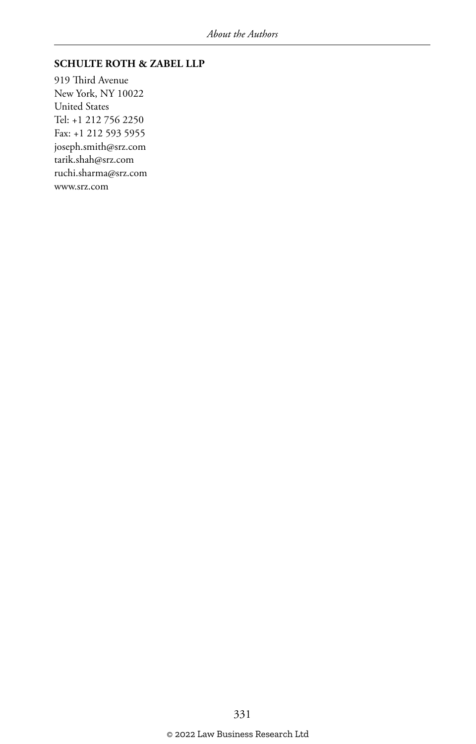**SCHULTE ROTH & ZABEL LLP**

919 Third Avenue
New York, NY 10022
United States
Tel: +1 212 756 2250
Fax: +1 212 593 5955
joseph.smith@srz.com
tarik.shah@srz.com
ruchi.sharma@srz.com
www.srz.com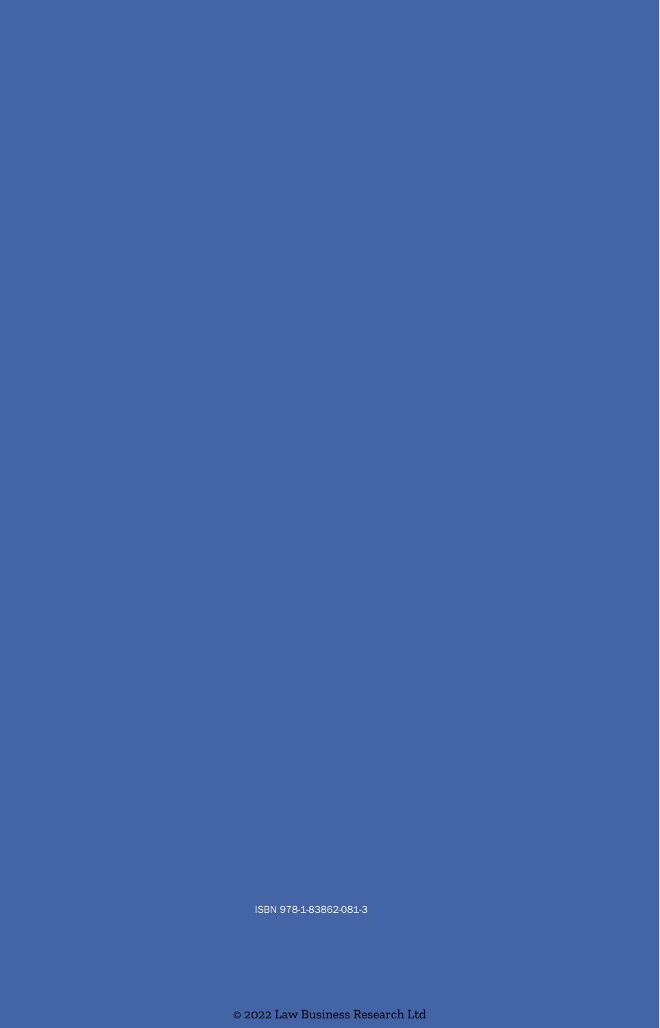ISBN 978-1-83862-081-3

© 2022 Law Business Research Ltd